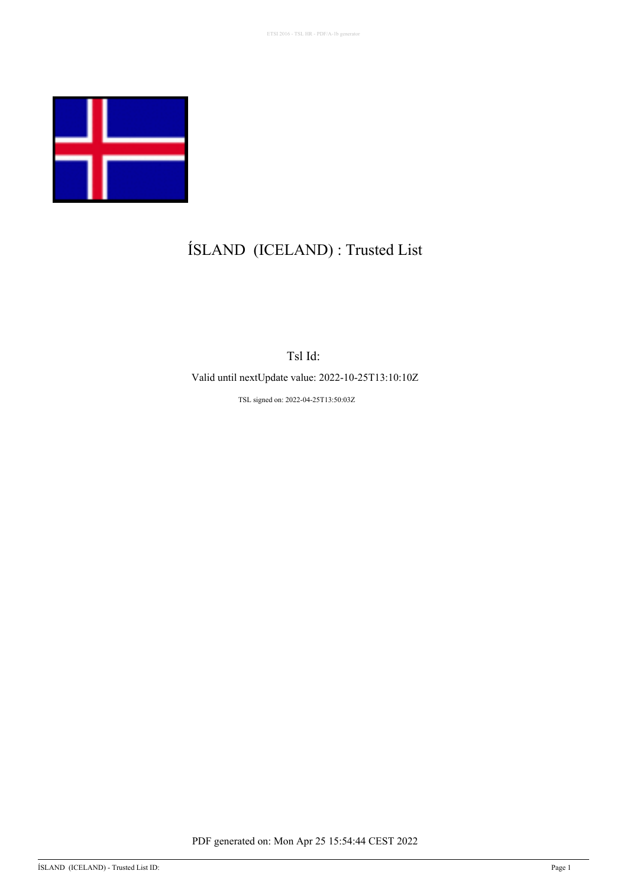# ÍSLAND (ICELAND) : Trusted List

Tsl Id:

Valid until nextUpdate value: 2022-10-25T13:10:10Z

TSL signed on: 2022-04-25T13:50:03Z

PDF generated on: Mon Apr 25 15:54:44 CEST 2022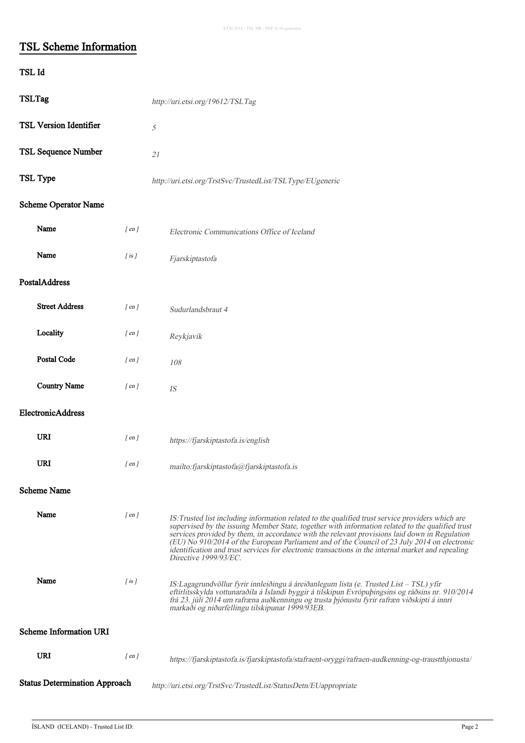## TSL Scheme Information

### TSL Id

| | | |
|---|---|---|
| **TSLTag** | | *http://uri.etsi.org/19612/TSLTag* |
| **TSL Version Identifier** | | *5* |
| **TSL Sequence Number** | | *21* |
| **TSL Type** | | *http://uri.etsi.org/TrstSvc/TrustedList/TSLType/EUgeneric* |

### Scheme Operator Name

| | | |
|---|---|---|
| **Name** | [ en ] | *Electronic Communications Office of Iceland* |
| **Name** | [ is ] | *Fjarskiptastofa* |

### PostalAddress

| | | |
|---|---|---|
| **Street Address** | [ en ] | *Sudurlandsbraut 4* |
| **Locality** | [ en ] | *Reykjavik* |
| **Postal Code** | [ en ] | *108* |
| **Country Name** | [ en ] | *IS* |

### ElectronicAddress

| | | |
|---|---|---|
| **URI** | [ en ] | *https://fjarskiptastofa.is/english* |
| **URI** | [ en ] | *mailto:fjarskiptastofa@fjarskiptastofa.is* |

### Scheme Name

| | | |
|---|---|---|
| **Name** | [ en ] | *IS:Trusted list including information related to the qualified trust service providers which are supervised by the issuing Member State, together with information related to the qualified trust services provided by them, in accordance with the relevant provisions laid down in Regulation (EU) No 910/2014 of the European Parliament and of the Council of 23 July 2014 on electronic identification and trust services for electronic transactions in the internal market and repealing Directive 1999/93/EC.* |
| **Name** | [ is ] | *IS:Lagagrundvöllur fyrir innleiðingu á áreiðanlegum lista (e. Trusted List – TSL) yfir eftirlitsskylda vottunaraðila á Íslandi byggir á tilskipun Evrópuþingsins og ráðsins nr. 910/2014 frá 23. júlí 2014 um rafræna auðkenningu og trusta þjónustu fyrir rafræn viðskipti á innri markaði og niðurfellingu tilskipunar 1999/93EB.* |

### Scheme Information URI

| | | |
|---|---|---|
| **URI** | [ en ] | *https://fjarskiptastofa.is/fjarskiptastofa/stafraent-oryggi/rafraen-audkenning-og-traustthjonusta/* |

| | |
|---|---|
| **Status Determination Approach** | *http://uri.etsi.org/TrstSvc/TrustedList/StatusDetn/EUappropriate* |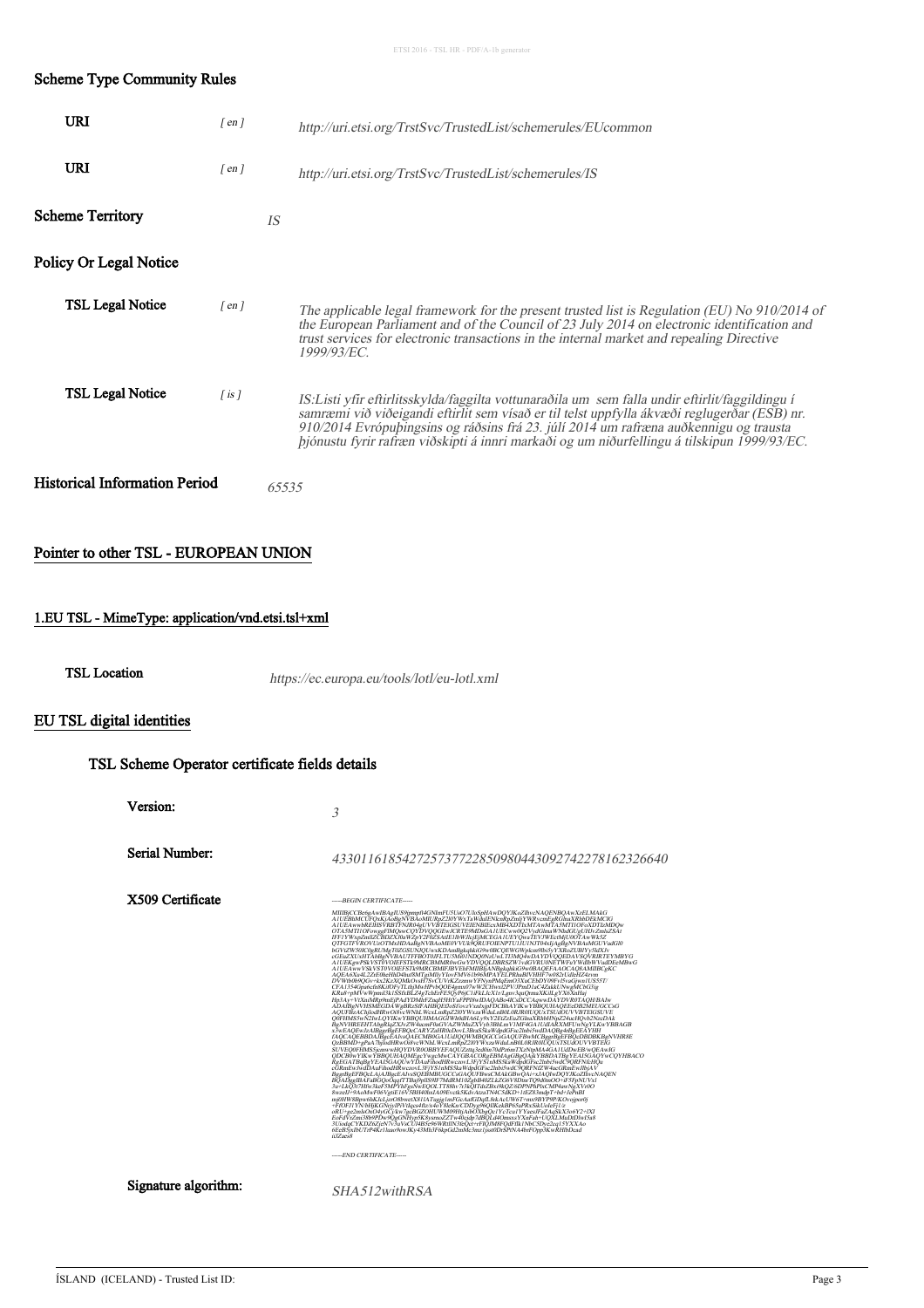## Scheme Type Community Rules

| | | |
|---|---|---|
| **URI** | *[ en ]* | *http://uri.etsi.org/TrstSvc/TrustedList/schemerules/EUcommon* |
| **URI** | *[ en ]* | *http://uri.etsi.org/TrstSvc/TrustedList/schemerules/IS* |

## Scheme Territory

*IS*

## Policy Or Legal Notice

| | | |
|---|---|---|
| **TSL Legal Notice** | *[ en ]* | *The applicable legal framework for the present trusted list is Regulation (EU) No 910/2014 of the European Parliament and of the Council of 23 July 2014 on electronic identification and trust services for electronic transactions in the internal market and repealing Directive 1999/93/EC.* |
| **TSL Legal Notice** | *[ is ]* | *IS:Listi yfir eftirlitsskylda/faggilta vottunaraðila um sem falla undir eftirlit/faggildingu í samræmi við viðeigandi eftirlit sem vísað er til telst uppfylla ákvæði reglugerðar (ESB) nr. 910/2014 Evrópuþingsins og ráðsins frá 23. júlí 2014 um rafræna auðkennigu og trausta þjónustu fyrir rafræn viðskipti á innri markaði og um niðurfellingu á tilskipun 1999/93/EC.* |

## Historical Information Period

*65535*

## Pointer to other TSL - EUROPEAN UNION

### 1.EU TSL - MimeType: application/vnd.etsi.tsl+xml

**TSL Location** *https://ec.europa.eu/tools/lotl/eu-lotl.xml*

## EU TSL digital identities

### TSL Scheme Operator certificate fields details

| | |
|---|---|
| **Version:** | *3* |
| **Serial Number:** | *43301161854272573772285098044309274227816232664​0* |
| **X509 Certificate** | -----BEGIN CERTIFICATE----- ... -----END CERTIFICATE----- |
| **Signature algorithm:** | *SHA512withRSA* |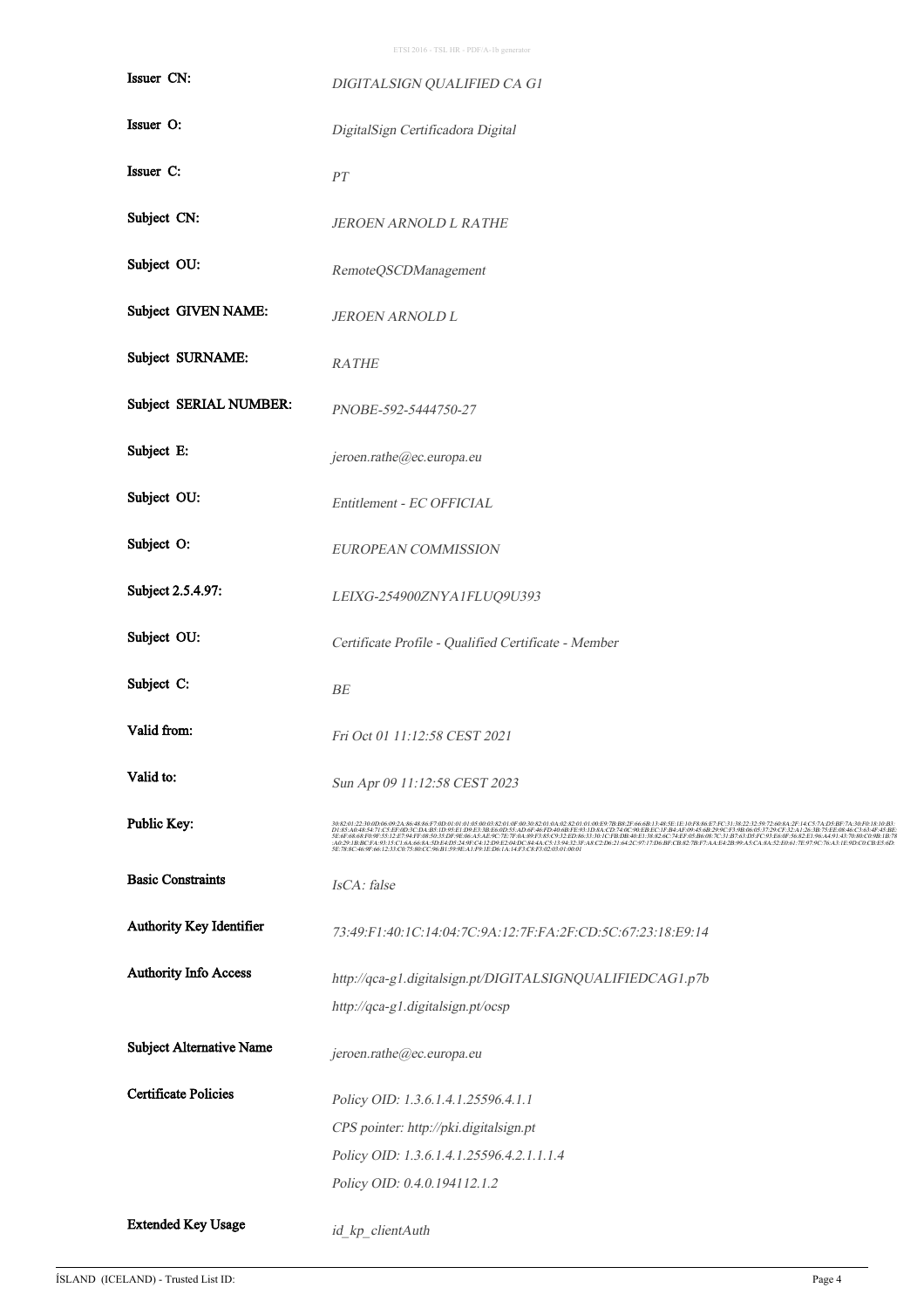| | |
|---|---|
| Issuer CN: | *DIGITALSIGN QUALIFIED CA G1* |
| Issuer O: | *DigitalSign Certificadora Digital* |
| Issuer C: | *PT* |
| Subject CN: | *JEROEN ARNOLD L RATHE* |
| Subject OU: | *RemoteQSCDManagement* |
| Subject GIVEN NAME: | *JEROEN ARNOLD L* |
| Subject SURNAME: | *RATHE* |
| Subject SERIAL NUMBER: | *PNOBE-592-5444750-27* |
| Subject E: | *jeroen.rathe@ec.europa.eu* |
| Subject OU: | *Entitlement - EC OFFICIAL* |
| Subject O: | *EUROPEAN COMMISSION* |
| Subject 2.5.4.97: | *LEIXG-254900ZNYA1FLUQ9U393* |
| Subject OU: | *Certificate Profile - Qualified Certificate - Member* |
| Subject C: | *BE* |
| Valid from: | *Fri Oct 01 11:12:58 CEST 2021* |
| Valid to: | *Sun Apr 09 11:12:58 CEST 2023* |
| Public Key: | *30:82:01:22:30:0D:06:09:2A:86:48:86:F7:0D:01:01:01:05:00:03:82:01:0F:00:30:82:01:0A:02:82:01:01:00:E9:7B:B8:2F:66:6B:13:48:5E:1E:10:F8:86:E7:FC:31:38:22:32:59:72:60:8A:2F:14:C5:7A:D5:BF:7A:30:F0:18:10:B3:D1:85:A0:48:54:71:C5:EF:0D:3C:DA:B5:1D:95:E1:D9:E3:3B:E6:0D:55:AD:6F:46:FD:40:6B:FE:93:1D:8A:CD:74:0C:90:EB:EC:1F:B4:AF:09:45:6B:29:9C:F3:9B:06:05:37:29:CF:32:A1:26:3B:75:EE:08:46:C3:63:4F:45:BE:5E:6F:68:68:F0:9F:55:12:E7:94:FF:08:50:35:DF:9E:06:A5:AE:9C:7E:7F:0A:89:F3:85:C9:32:ED:86:33:30:1C:FB:DB:40:E1:38:82:6C:74:EF:05:B6:08:7C:31:B7:63:D5:FC:93:E6:0F:56:82:E1:96:A4:91:43:70:80:C0:9B:1B:78:A0:29:1B:BC:FA:93:15:C1:6A:66:8A:5D:E4:D5:24:9F:C4:12:D9:E2:04:DC:84:4A:C5:13:94:32:3F:A8:C2:D6:21:64:2C:97:17:D6:BF:CB:82:7B:F7:AA:E4:2B:99:A5:CA:8A:52:E0:61:7E:97:9C:76:A3:1E:9D:C0:CB:E5:6D:5E:78:8C:46:9F:66:12:33:C0:75:80:CC:96:B1:59:9E:A1:F9:1E:D6:1A:14:F3:C8:F3:02:03:01:00:01* |
| Basic Constraints | *IsCA: false* |
| Authority Key Identifier | *73:49:F1:40:1C:14:04:7C:9A:12:7F:FA:2F:CD:5C:67:23:18:E9:14* |
| Authority Info Access | *http://qca-g1.digitalsign.pt/DIGITALSIGNQUALIFIEDCAG1.p7b*<br>*http://qca-g1.digitalsign.pt/ocsp* |
| Subject Alternative Name | *jeroen.rathe@ec.europa.eu* |
| Certificate Policies | *Policy OID: 1.3.6.1.4.1.25596.4.1.1*<br>*CPS pointer: http://pki.digitalsign.pt*<br>*Policy OID: 1.3.6.1.4.1.25596.4.2.1.1.1.4*<br>*Policy OID: 0.4.0.194112.1.2* |
| Extended Key Usage | *id_kp_clientAuth* |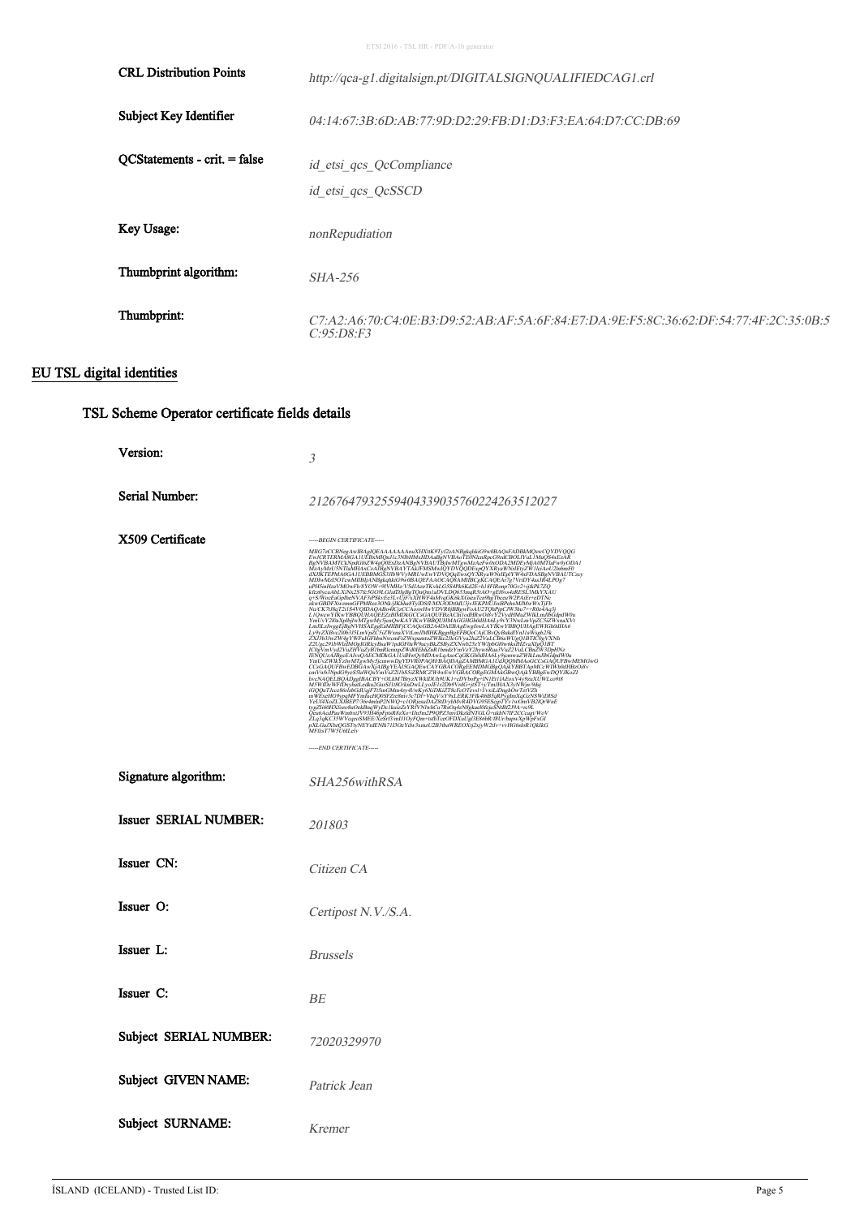| | |
|---|---|
| **CRL Distribution Points** | *http://qca-g1.digitalsign.pt/DIGITALSIGNQUALIFIEDCAG1.crl* |
| **Subject Key Identifier** | *04:14:67:3B:6D:AB:77:9D:D2:29:FB:D1:D3:F3:EA:64:D7:CC:DB:69* |
| **QCStatements - crit. = false** | *id_etsi_qcs_QcCompliance*<br>*id_etsi_qcs_QcSSCD* |
| **Key Usage:** | *nonRepudiation* |
| **Thumbprint algorithm:** | *SHA-256* |
| **Thumbprint:** | *C7:A2:A6:70:C4:0E:B3:D9:52:AB:AF:5A:6F:84:E7:DA:9E:F5:8C:36:62:DF:54:77:4F:2C:35:0B:5C:95:D8:F3* |

## EU TSL digital identities

### TSL Scheme Operator certificate fields details

| | |
|---|---|
| **Version:** | *3* |
| **Serial Number:** | *21267647932559404339035760224263512027* |
| **X509 Certificate** | *-----BEGIN CERTIFICATE-----*<br>*-----END CERTIFICATE-----* |
| **Signature algorithm:** | *SHA256withRSA* |
| **Issuer SERIAL NUMBER:** | *201803* |
| **Issuer CN:** | *Citizen CA* |
| **Issuer O:** | *Certipost N.V./S.A.* |
| **Issuer L:** | *Brussels* |
| **Issuer C:** | *BE* |
| **Subject SERIAL NUMBER:** | *72020329970* |
| **Subject GIVEN NAME:** | *Patrick Jean* |
| **Subject SURNAME:** | *Kremer* |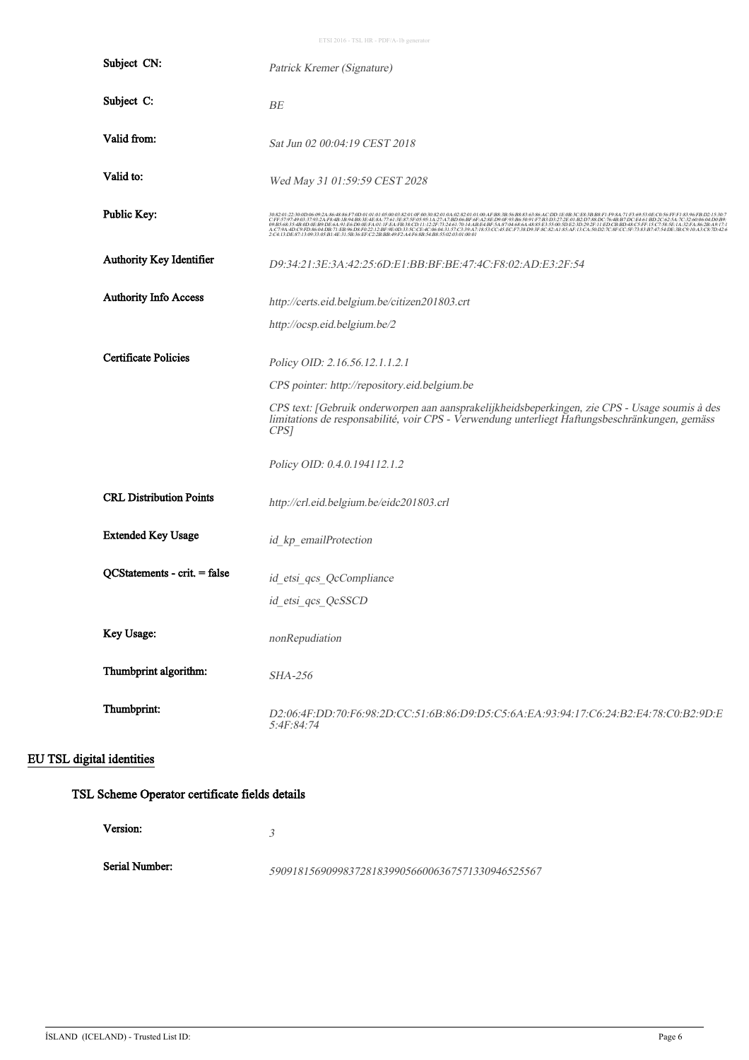| | |
|---|---|
| Subject CN: | *Patrick Kremer (Signature)* |
| Subject C: | *BE* |
| Valid from: | *Sat Jun 02 00:04:19 CEST 2018* |
| Valid to: | *Wed May 31 01:59:59 CEST 2028* |
| Public Key: | *30:82:01:22:30:0D:06:09:2A:86:48:86:F7:0D:01:01:01:05:00:03:82:01:0F:00:30:82:01:0A:02:82:01:01:00:AF:B8:3B:56:B8:83:63:86:AC:DD:1E:0B:3C:E8:3B:B8:F1:F9:8A:71:F3:69:53:0E:C0:56:FF:F1:83:96:FB:D2:15:30:7C:FF:57:97:49:03:37:93:2A:F8:4B:1B:94:B8:3E:4E:8A:77:61:3E:87:5F:05:95:1A:27:A7:BD:06:BF:6F:A2:8E:D9:0F:93:B6:50:91:F7:B3:D3:27:2E:01:B2:D7:88:DC:76:4B:B7:DC:E4:61:BD:2C:62:5A:7C:32:60:06:04:D0:B9:09:B5:68:35:4B:0D:0E:B9:DE:6A:91:F6:D0:0E:FA:01:1F:EA:FB:38:CD:11:12:2F:73:24:61:70:14:AB:E4:BF:5A:87:04:68:6A:48:85:E3:55:00:5D:E2:3D:29:2F:11:ED:CB:BD:48:C5:FF:15:C7:58:5E:1A:32:FA:86:2B:A9:17:1A:C7:9A:4D:C9:FD:86:04:DB:71:EB:96:D8:F0:22:12:BF:9E:0D:33:5C:CE:4C:06:04:31:57:C3:39:A7:18:53:CC:45:EC:F7:38:D9:3F:8C:82:A1:85:AF:13:CA:50:D2:7C:8F:CC:5F:73:83:B7:47:54:DE:3B:C9:10:A3:C8:7D:42:62:C4:13:DE:87:13:09:33:05:B1:4E:31:5B:36:EF:C2:2B:BB:49:F2:A4:F6:8B:54:B8:55:02:03:01:00:01* |
| Authority Key Identifier | *D9:34:21:3E:3A:42:25:6D:E1:BB:BF:BE:47:4C:F8:02:AD:E3:2F:54* |
| Authority Info Access | *http://certs.eid.belgium.be/citizen201803.crt*<br>*http://ocsp.eid.belgium.be/2* |
| Certificate Policies | *Policy OID: 2.16.56.12.1.1.2.1*<br>*CPS pointer: http://repository.eid.belgium.be*<br>*CPS text: [Gebruik onderworpen aan aansprakelijkheidsbeperkingen, zie CPS - Usage soumis à des limitations de responsabilité, voir CPS - Verwendung unterliegt Haftungsbeschränkungen, gemäss CPS]*<br>*Policy OID: 0.4.0.194112.1.2* |
| CRL Distribution Points | *http://crl.eid.belgium.be/eidc201803.crl* |
| Extended Key Usage | *id_kp_emailProtection* |
| QCStatements - crit. = false | *id_etsi_qcs_QcCompliance*<br>*id_etsi_qcs_QcSSCD* |
| Key Usage: | *nonRepudiation* |
| Thumbprint algorithm: | *SHA-256* |
| Thumbprint: | *D2:06:4F:DD:70:F6:98:2D:CC:51:6B:86:D9:D5:C5:6A:EA:93:94:17:C6:24:B2:E4:78:C0:B2:9D:E5:4F:84:74* |

## EU TSL digital identities

### TSL Scheme Operator certificate fields details

| | |
|---|---|
| Version: | *3* |
| Serial Number: | *59091815690998372818399056600636757133094652556 7* |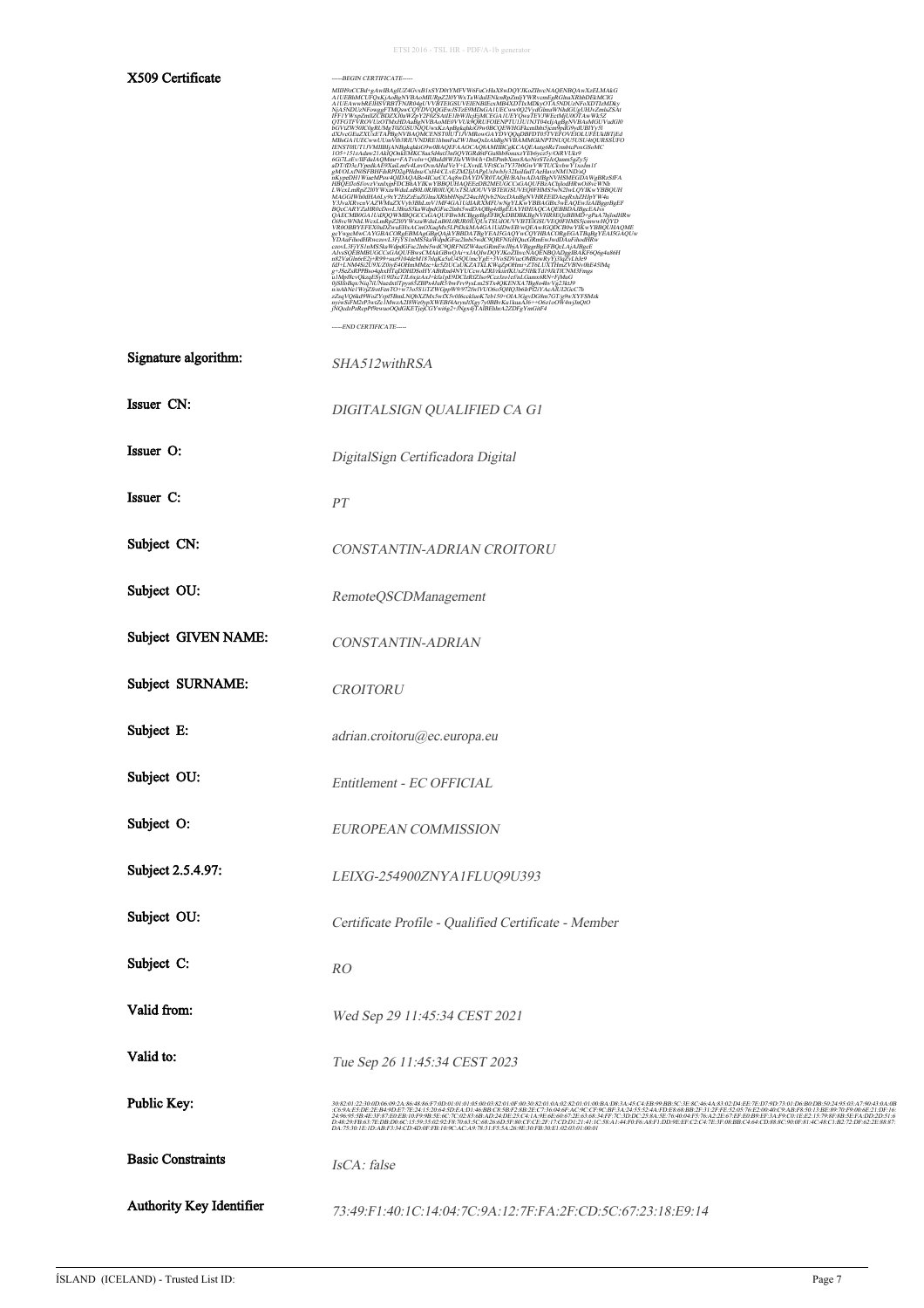| | |
|---|---|
| **X509 Certificate** | -----BEGIN CERTIFICATE----- <br> [certificate body illegible at this resolution] <br> -----END CERTIFICATE----- |
| **Signature algorithm:** | *SHA512withRSA* |
| **Issuer CN:** | *DIGITALSIGN QUALIFIED CA G1* |
| **Issuer O:** | *DigitalSign Certificadora Digital* |
| **Issuer C:** | *PT* |
| **Subject CN:** | *CONSTANTIN-ADRIAN CROITORU* |
| **Subject OU:** | *RemoteQSCDManagement* |
| **Subject GIVEN NAME:** | *CONSTANTIN-ADRIAN* |
| **Subject SURNAME:** | *CROITORU* |
| **Subject E:** | *adrian.croitoru@ec.europa.eu* |
| **Subject OU:** | *Entitlement - EC OFFICIAL* |
| **Subject O:** | *EUROPEAN COMMISSION* |
| **Subject 2.5.4.97:** | *LEIXG-254900ZNYA1FLUQ9U393* |
| **Subject OU:** | *Certificate Profile - Qualified Certificate - Member* |
| **Subject C:** | *RO* |
| **Valid from:** | *Wed Sep 29 11:45:34 CEST 2021* |
| **Valid to:** | *Tue Sep 26 11:45:34 CEST 2023* |
| **Public Key:** | *30:82:01:22:30:0D:06:09:2A:86:48:86:F7:0D:01:01:01:05:00:03:82:01:0F:00:30:82:01:0A:02:82:01:01:00:BA:D8:3A:45:C4:EB:99:BB:5C:3E:8C:46:4A:83:02:D4:EE:7E:D7:0D:73:01:D6:B0:DB:50:24:95:03:A7:90:43:0A:0B ... [remainder illegible at this resolution]* |
| **Basic Constraints** | *IsCA: false* |
| **Authority Key Identifier** | *73:49:F1:40:1C:14:04:7C:9A:12:7F:FA:2F:CD:5C:67:23:18:E9:14* |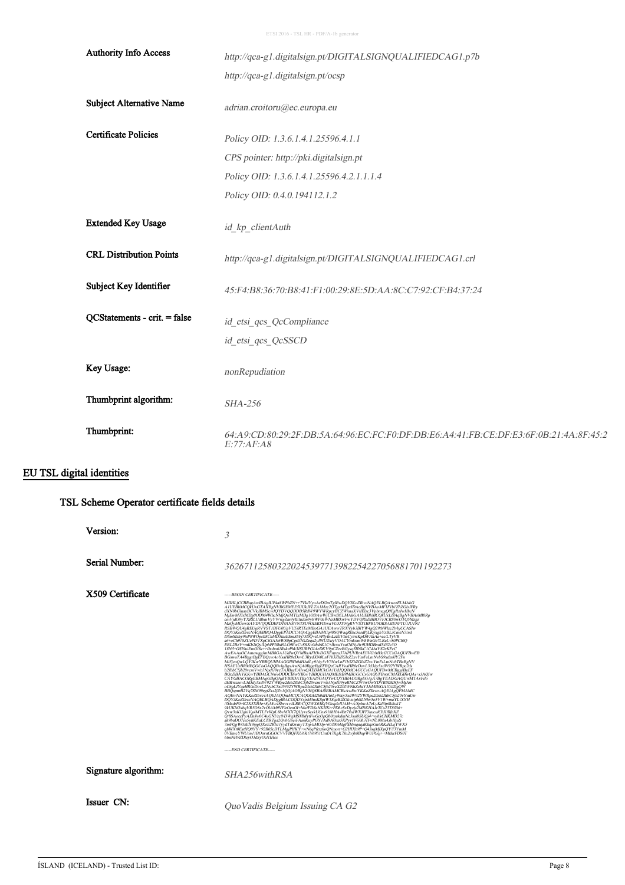| | |
|---|---|
| Authority Info Access | *http://qca-g1.digitalsign.pt/DIGITALSIGNQUALIFIEDCAG1.p7b* <br> *http://qca-g1.digitalsign.pt/ocsp* |
| Subject Alternative Name | *adrian.croitoru@ec.europa.eu* |
| Certificate Policies | *Policy OID: 1.3.6.1.4.1.25596.4.1.1* <br> *CPS pointer: http://pki.digitalsign.pt* <br> *Policy OID: 1.3.6.1.4.1.25596.4.2.1.1.1.4* <br> *Policy OID: 0.4.0.194112.1.2* |
| Extended Key Usage | *id_kp_clientAuth* |
| CRL Distribution Points | *http://qca-g1.digitalsign.pt/DIGITALSIGNQUALIFIEDCAG1.crl* |
| Subject Key Identifier | *45:F4:B8:36:70:B8:41:F1:00:29:8E:5D:AA:8C:C7:92:CF:B4:37:24* |
| QCStatements - crit. = false | *id_etsi_qcs_QcCompliance* <br> *id_etsi_qcs_QcSSCD* |
| Key Usage: | *nonRepudiation* |
| Thumbprint algorithm: | *SHA-256* |
| Thumbprint: | *64:A9:CD:80:29:2F:DB:5A:64:96:EC:FC:F0:DF:DB:E6:A4:41:FB:CE:DF:E3:6F:0B:21:4A:8F:45:2E:77:AF:A8* |

## EU TSL digital identities

### TSL Scheme Operator certificate fields details

| | |
|---|---|
| Version: | *3* |
| Serial Number: | *36267112580322024539771398225422705688170119227​3* |
| X509 Certificate | -----BEGIN CERTIFICATE----- <br> ... <br> -----END CERTIFICATE----- |
| Signature algorithm: | *SHA256withRSA* |
| Issuer CN: | *QuoVadis Belgium Issuing CA G2* |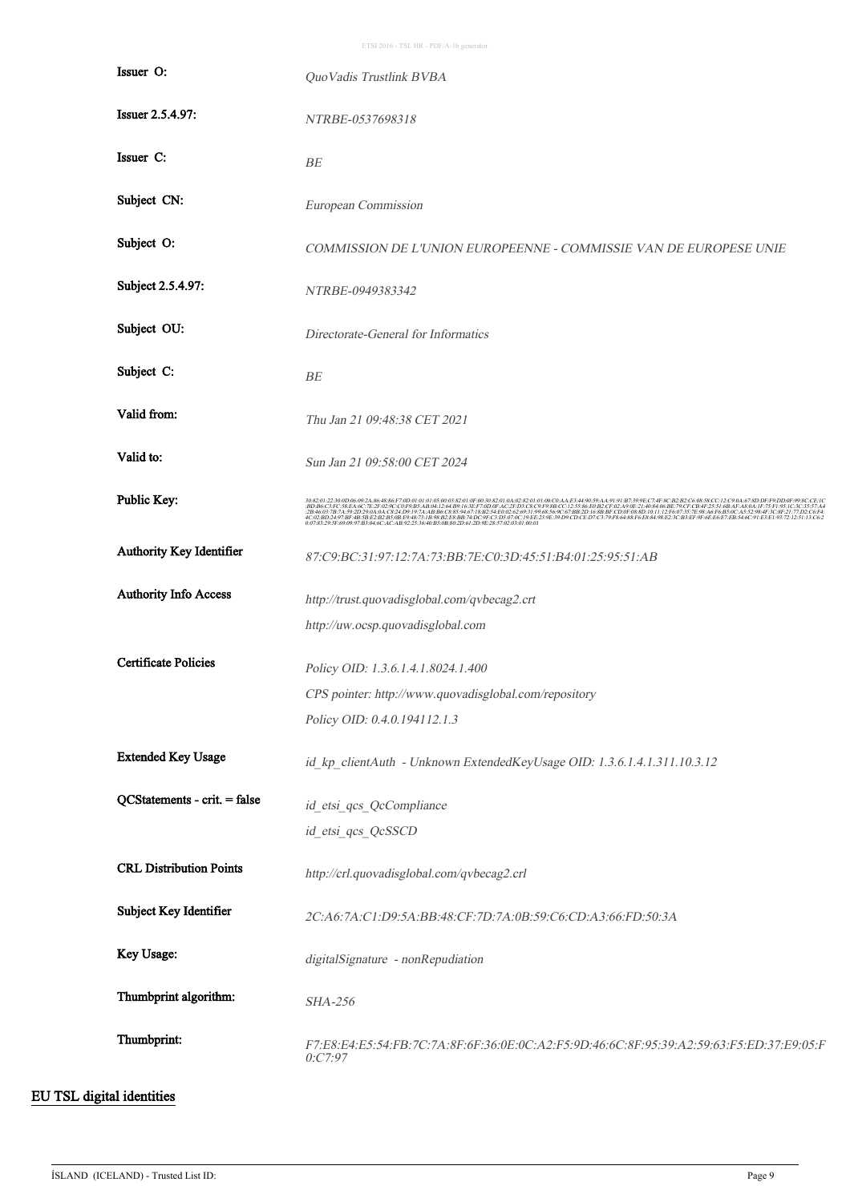| | |
|---|---|
| Issuer O: | *QuoVadis Trustlink BVBA* |
| Issuer 2.5.4.97: | *NTRBE-0537698318* |
| Issuer C: | *BE* |
| Subject CN: | *European Commission* |
| Subject O: | *COMMISSION DE L'UNION EUROPEENNE - COMMISSIE VAN DE EUROPESE UNIE* |
| Subject 2.5.4.97: | *NTRBE-0949383342* |
| Subject OU: | *Directorate-General for Informatics* |
| Subject C: | *BE* |
| Valid from: | *Thu Jan 21 09:48:38 CET 2021* |
| Valid to: | *Sun Jan 21 09:58:00 CET 2024* |
| Public Key: | *30:82:01:22:30:0D:06:09:2A:86:48:86:F7:0D:01:01:01:05:00:03:82:01:0F:00:30:82:01:0A:02:82:01:01:00:C0:AA:E3:44:90:59:AA:91:91:B7:39:9E:C7:4F:8C:B2:B2:C6:08:58:CC:12:C9:0A:67:8D:DF:F9:DD:0F:99:8C:CE:1C:BD:B6:C3:FC:58:EA:6C:7E:2F:02:9C:C0:F9:B5:AB:04:12:64:B9:16:3E:F7:0D:0F:AC:2F:D3:C8:C9:F9:8B:CC:12:55:86:E0:B2:CF:02:A9:0E:21:40:84:06:BE:79:CF:CB:4F:25:51:6B:AF:A8:0A:1F:75:F1:95:1C:3C:35:57:A4:2B:46:03:7B:7A:59:2D:29:0A:0A:C8:24:D9:19:7A:AB:B6:C8:85:94:67:18:B2:54:E0:02:62:69:31:99:68:56:9C:67:BB:2D:16:8B:BF:CD:0F:08:8D:10:11:12:F6:07:35:7E:98:A6:F6:B5:0C:A5:52:98:4F:3C:8F:21:77:D2:C6:F4:4C:02:BD:24:97:BF:4B:5B:E2:B2:B5:0B:E9:48:73:1B:98:B2:E8:BB:74:DC:9F:C3:D5:07:0C:19:EE:23:9E:39:D9:CD:CE:D7:C3:79:F8:64:88:F6:E8:84:98:E2:3C:B3:EF:9F:6E:E6:E7:EB:54:6C:91:E3:E1:93:72:12:51:13:C6:20:07:83:29:5F:69:09:97:B3:04:6C:AC:AB:92:25:36:40:B5:0B:80:2D:61:2D:9E:28:57:02:03:01:00:01* |
| Authority Key Identifier | *87:C9:BC:31:97:12:7A:73:BB:7E:C0:3D:45:51:B4:01:25:95:51:AB* |
| Authority Info Access | *http://trust.quovadisglobal.com/qvbecag2.crt*<br>*http://uw.ocsp.quovadisglobal.com* |
| Certificate Policies | *Policy OID: 1.3.6.1.4.1.8024.1.400*<br>*CPS pointer: http://www.quovadisglobal.com/repository*<br>*Policy OID: 0.4.0.194112.1.3* |
| Extended Key Usage | *id_kp_clientAuth - Unknown ExtendedKeyUsage OID: 1.3.6.1.4.1.311.10.3.12* |
| QCStatements - crit. = false | *id_etsi_qcs_QcCompliance*<br>*id_etsi_qcs_QcSSCD* |
| CRL Distribution Points | *http://crl.quovadisglobal.com/qvbecag2.crl* |
| Subject Key Identifier | *2C:A6:7A:C1:D9:5A:BB:48:CF:7D:7A:0B:59:C6:CD:A3:66:FD:50:3A* |
| Key Usage: | *digitalSignature - nonRepudiation* |
| Thumbprint algorithm: | *SHA-256* |
| Thumbprint: | *F7:E8:E4:E5:54:FB:7C:7A:8F:6F:36:0E:0C:A2:F5:9D:46:6C:8F:95:39:A2:59:63:F5:ED:37:E9:05:F0:C7:97* |

## EU TSL digital identities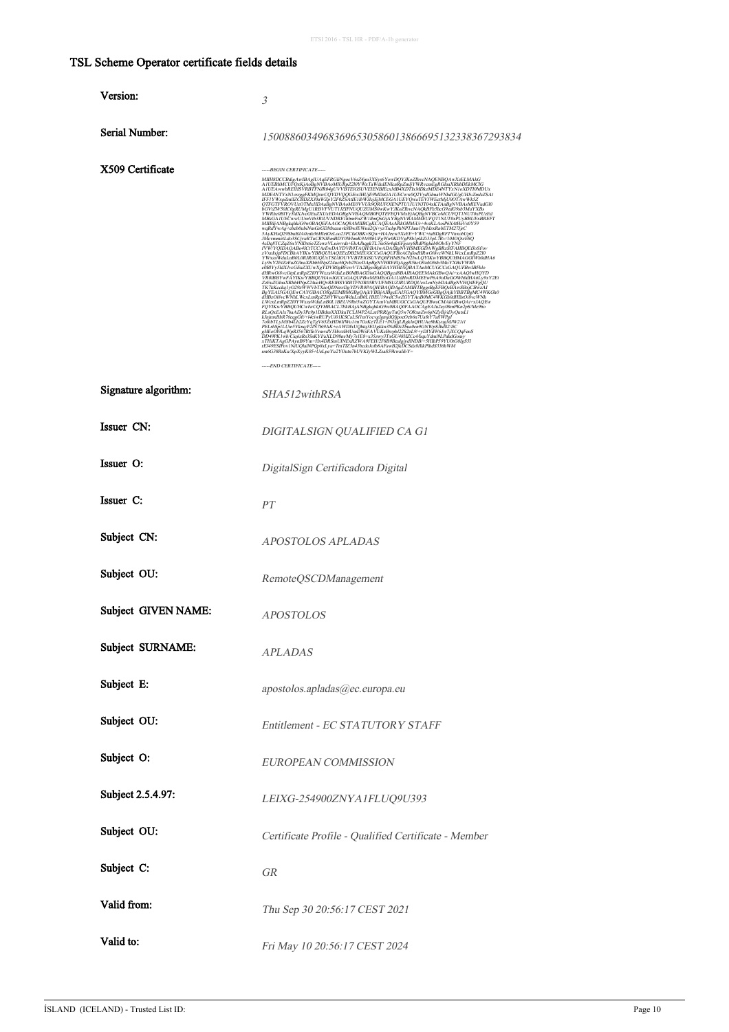## TSL Scheme Operator certificate fields details

| Field | Value |
|---|---|
| **Version:** | *3* |
| **Serial Number:** | *150088603496836965305860138666951323383672937834* |
| **X509 Certificate** | -----BEGIN CERTIFICATE----- |
| | MIIH8DCCBdigAwIBAgIUAqEFRGlhNgucV6sZ4jm3XSys6YowDQYJKoZIhvcNAQENBQAwXzELMAkG A1UEBhMCUFQxKjAoBgNVBAoMIURpZ2l0YWxTaWduIENlcnRpZmljYWRvcmEgRGlnaXRhbDEkMCIG A1UEAwwbREIHSVRBTFNJR04gUVVBTElGSUVEIENBIEcxMB4XDTIxMDkzMDE4NTYxN1oXDTI0MDUx MDE4NTYxN1owggFKMQswCQYDVQQGEwJHUjE9MDsGA1UECwwOQ2VydGlmaWNhdGUgUHJvZmlsZSAt IFF1YWxpZmllZCBDZXJ0aWZpY2F0ZSAtIE1lbWJlcjEjMCEGA1UEYQwaTEVJWEctMjU0OTAwWkZ ... |
| | -----END CERTIFICATE----- |
| **Signature algorithm:** | *SHA512withRSA* |
| **Issuer CN:** | *DIGITALSIGN QUALIFIED CA G1* |
| **Issuer O:** | *DigitalSign Certificadora Digital* |
| **Issuer C:** | *PT* |
| **Subject CN:** | *APOSTOLOS APLADAS* |
| **Subject OU:** | *RemoteQSCDManagement* |
| **Subject GIVEN NAME:** | *APOSTOLOS* |
| **Subject SURNAME:** | *APLADAS* |
| **Subject E:** | *apostolos.apladas@ec.europa.eu* |
| **Subject OU:** | *Entitlement - EC STATUTORY STAFF* |
| **Subject O:** | *EUROPEAN COMMISSION* |
| **Subject 2.5.4.97:** | *LEIXG-254900ZNYA1FLUQ9U393* |
| **Subject OU:** | *Certificate Profile - Qualified Certificate - Member* |
| **Subject C:** | *GR* |
| **Valid from:** | *Thu Sep 30 20:56:17 CEST 2021* |
| **Valid to:** | *Fri May 10 20:56:17 CEST 2024* |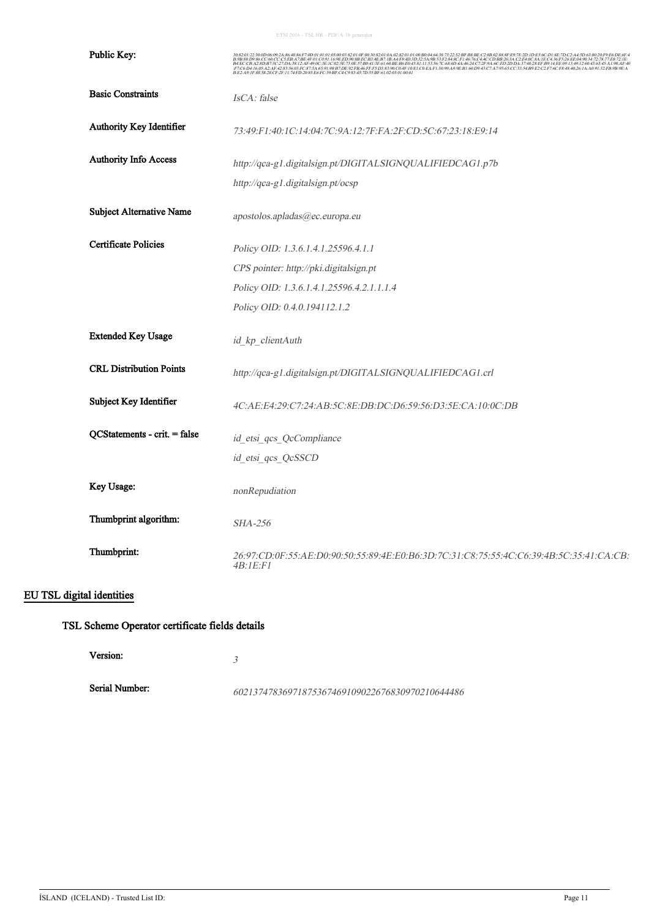| | |
|---|---|
| Public Key: | 30:82:01:22:30:0D:06:09:2A:86:48:86:F7:0D:01:01:01:05:00:03:82:01:0F:00:30:82:01:0A:02:82:01:01:00:B0:04:64:38:73:22:52:BF:B8:BE:C2:8B:02:88:8F:E9:7E:2D:1D:E5:6C:D1:8E:7D:C2:A4:5D:63:00:20:F9:E6:DE:6F:4B:9B:88:D9:86:CC:60:CC:C5:EB:A7:BE:4F:01:C0:91:16:9E:ED:90:8B:EC:B3:4E:B7:1B:A4:F8:4D:3D:32:5A:9B:53:F2:84:8C:F1:46:76:C4:4C:CD:BB:26:3A:C2:E4:0C:8A:1E:C4:36:F5:26:EE:04:90:34:72:78:77:E8:72:1E:B4:EC:CB:A2:8D:B7:3C:27:DA:38:12:AF:49:0C:3E:1C:02:5E:73:0E:57:B0:41:3E:61:60:BE:B6:E0:43:81:11:53:56:7C:68:6D:4A:46:24:C7:2F:9A:6C:ED:2D:DA:37:48:28:EF:B9:14:EE:09:13:49:12:60:43:63:45:A1:98:AF:40:F7:C6:D4:16:05:A2:AF:42:83:56:03:FC:87:5A:65:91:98:B7:DE:92:FB:46:FF:F5:D3:83:90:C0:4F:10:E1:C0:EA:F1:30:99:A9:9E:B1:60:D9:43:C7:A7:93:65:CC:33:54:B9:E2:C2:F7:6C:F8:48:40:26:1A:A0:91:32:FB:9B:9E:AB:E2:A9:1F:88:58:28:CF:2F:11:74:FD:20:85:E6:FC:39:BF:C4:C9:83:45:7D:55:BF:61:02:03:01:00:01 |
| Basic Constraints | *IsCA: false* |
| Authority Key Identifier | *73:49:F1:40:1C:14:04:7C:9A:12:7F:FA:2F:CD:5C:67:23:18:E9:14* |
| Authority Info Access | *http://qca-g1.digitalsign.pt/DIGITALSIGNQUALIFIEDCAG1.p7b*<br>*http://qca-g1.digitalsign.pt/ocsp* |
| Subject Alternative Name | *apostolos.apladas@ec.europa.eu* |
| Certificate Policies | *Policy OID: 1.3.6.1.4.1.25596.4.1.1*<br>*CPS pointer: http://pki.digitalsign.pt*<br>*Policy OID: 1.3.6.1.4.1.25596.4.2.1.1.1.4*<br>*Policy OID: 0.4.0.194112.1.2* |
| Extended Key Usage | *id_kp_clientAuth* |
| CRL Distribution Points | *http://qca-g1.digitalsign.pt/DIGITALSIGNQUALIFIEDCAG1.crl* |
| Subject Key Identifier | *4C:AE:E4:29:C7:24:AB:5C:8E:DB:DC:D6:59:56:D3:5E:CA:10:0C:DB* |
| QCStatements - crit. = false | *id_etsi_qcs_QcCompliance*<br>*id_etsi_qcs_QcSSCD* |
| Key Usage: | *nonRepudiation* |
| Thumbprint algorithm: | *SHA-256* |
| Thumbprint: | *26:97:CD:0F:55:AE:D0:90:50:55:89:4E:E0:B6:3D:7C:31:C8:75:55:4C:C6:39:4B:5C:35:41:CA:CB:4B:1E:F1* |

## EU TSL digital identities

### TSL Scheme Operator certificate fields details

| | |
|---|---|
| Version: | *3* |
| Serial Number: | *602137478369718753674691090226768309702106444486* |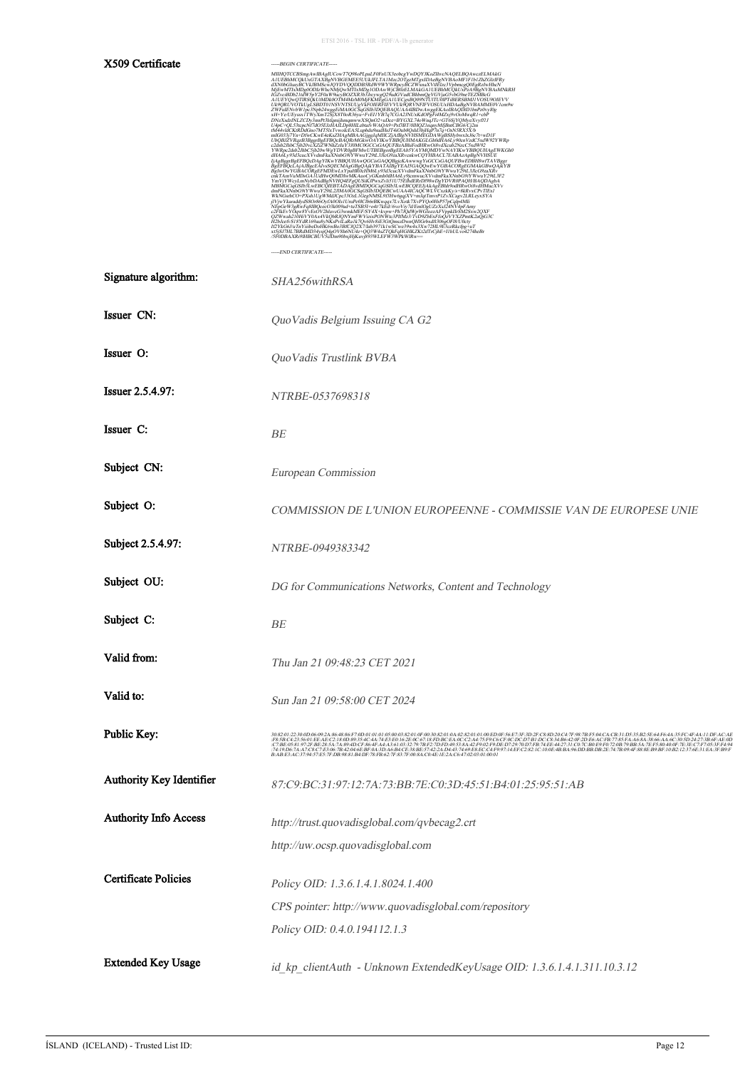| | |
|---|---|
| **X509 Certificate** | -----BEGIN CERTIFICATE----- MIIHQTCCBSmgAwIBAgIUCow77Q99oPLpaLF0FnUX3eobcgYwDQYJKoZIhvcNAQELBQAwczELMAkG A1UEBhMCQkUxGTAXBgNVBGEMEE5UUkJFLTA1Mzc2OTgzMTgxIDAeBgNVBAoMF1F1b1ZhZGlzIFRy dXN0bGluayBCVkJBMScwJQYDVQQDDB5RdW9WYWRpcyBCZWxnaXVtIElzc3VpbmcgQ0EgRzIwHhcN MjEwMTIxMDg0ODIzWhcNMjQwMTIxMDg1ODAwWjCBhjELMAkGA1UEBhMCQkUxPzA9BgNVBAoMNkRH IGZvciBDb21tdW5pY2F0aW9ucyBOZXR3b3JrcywgQ29udGVudCBhbmQgVGVjaG5vbG9neTEZMBcG A1UEYQwQTlRSQkUtMDk0OTM4MzM0MjFKMEgGA1UECgxBQ09NTUlTU0lPTiBERSBMJ1VOSU9OIEVV Uk9QRUVOTkUgLSBDT01NSVNTSUUgVkFOIERFIEVVUk9QRVNFIFVOSUUxHDAaBgNVBAMME0V1cm9w ZWFuIENvbW1pc3Npb24wggEiMA0GCSqGSIb3DQEBAQUAA4IBDwAwggEKAoIBAQDhD1bnPz0yy... -----END CERTIFICATE----- |
| **Signature algorithm:** | SHA256withRSA |
| **Issuer CN:** | QuoVadis Belgium Issuing CA G2 |
| **Issuer O:** | QuoVadis Trustlink BVBA |
| **Issuer 2.5.4.97:** | NTRBE-0537698318 |
| **Issuer C:** | BE |
| **Subject CN:** | European Commission |
| **Subject O:** | COMMISSION DE L'UNION EUROPEENNE - COMMISSIE VAN DE EUROPESE UNIE |
| **Subject 2.5.4.97:** | NTRBE-0949383342 |
| **Subject OU:** | DG for Communications Networks, Content and Technology |
| **Subject C:** | BE |
| **Valid from:** | Thu Jan 21 09:48:23 CET 2021 |
| **Valid to:** | Sun Jan 21 09:58:00 CET 2024 |
| **Public Key:** | 30:82:01:22:30:0D:06:09:2A:86:48:86:F7:0D:01:01:01:05:00:03:82:01:0F:00:30:82:01:0A:02:82:01:01:00:ED:0F:56:E7:3F:3D:2F:C8:8D:20:C4:7F:98:7B:F5:04:CA:CB:31:D5:35:B2:5E:64:F6:4A:35:FC:4F:4A:11:DF:AC:AE... |
| **Authority Key Identifier** | 87:C9:BC:31:97:12:7A:73:BB:7E:C0:3D:45:51:B4:01:25:95:51:AB |
| **Authority Info Access** | http://trust.quovadisglobal.com/qvbecag2.crt<br>http://uw.ocsp.quovadisglobal.com |
| **Certificate Policies** | Policy OID: 1.3.6.1.4.1.8024.1.400<br>CPS pointer: http://www.quovadisglobal.com/repository<br>Policy OID: 0.4.0.194112.1.3 |
| **Extended Key Usage** | id_kp_clientAuth - Unknown ExtendedKeyUsage OID: 1.3.6.1.4.1.311.10.3.12 |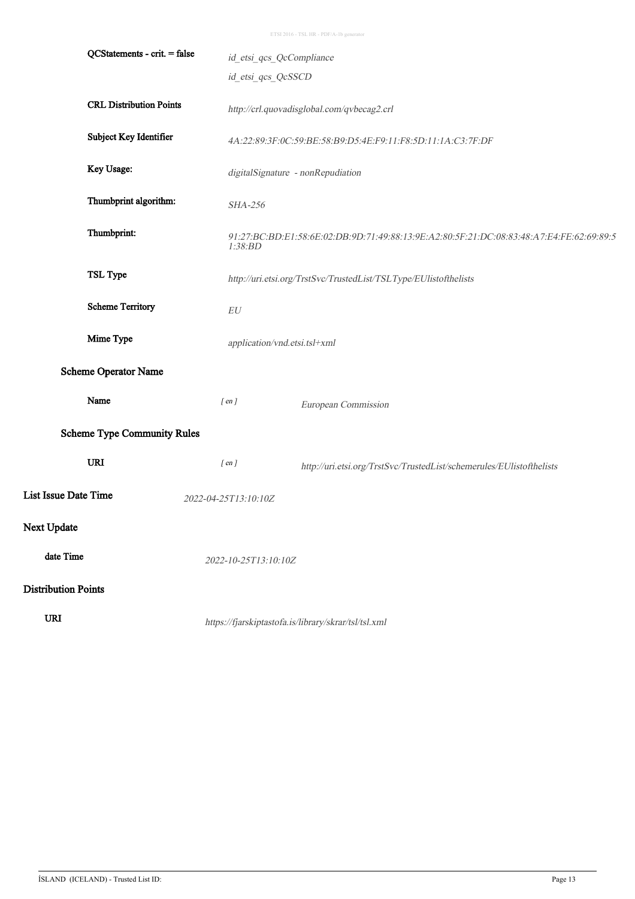| | |
|---|---|
| QCStatements - crit. = false | *id_etsi_qcs_QcCompliance* |
| | *id_etsi_qcs_QcSSCD* |
| CRL Distribution Points | *http://crl.quovadisglobal.com/qvbecag2.crl* |
| Subject Key Identifier | *4A:22:89:3F:0C:59:BE:58:B9:D5:4E:F9:11:F8:5D:11:1A:C3:7F:DF* |
| Key Usage: | *digitalSignature - nonRepudiation* |
| Thumbprint algorithm: | *SHA-256* |
| Thumbprint: | *91:27:BC:BD:E1:58:6E:02:DB:9D:71:49:88:13:9E:A2:80:5F:21:DC:08:83:48:A7:E4:FE:62:69:89:51:38:BD* |
| TSL Type | *http://uri.etsi.org/TrstSvc/TrustedList/TSLType/EUlistofthelists* |
| Scheme Territory | *EU* |
| Mime Type | *application/vnd.etsi.tsl+xml* |

**Scheme Operator Name**

| | | |
|---|---|---|
| Name | *[ en ]* | *European Commission* |

**Scheme Type Community Rules**

| | | |
|---|---|---|
| URI | *[ en ]* | *http://uri.etsi.org/TrstSvc/TrustedList/schemerules/EUlistofthelists* |

**List Issue Date Time** *2022-04-25T13:10:10Z*

**Next Update**

| | |
|---|---|
| date Time | *2022-10-25T13:10:10Z* |

**Distribution Points**

| | |
|---|---|
| URI | *https://fjarskiptastofa.is/library/skrar/tsl/tsl.xml* |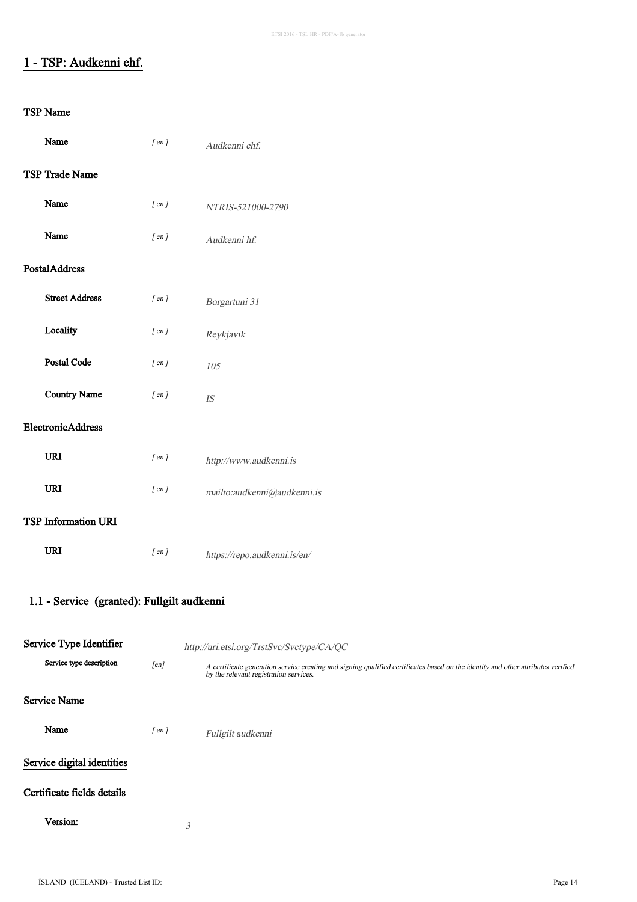## 1 - TSP: Audkenni ehf.

### TSP Name

| | | |
|---|---|---|
| **Name** | *[ en ]* | *Audkenni ehf.* |

### TSP Trade Name

| | | |
|---|---|---|
| **Name** | *[ en ]* | *NTRIS-521000-2790* |
| **Name** | *[ en ]* | *Audkenni hf.* |

### PostalAddress

| | | |
|---|---|---|
| **Street Address** | *[ en ]* | *Borgartuni 31* |
| **Locality** | *[ en ]* | *Reykjavik* |
| **Postal Code** | *[ en ]* | *105* |
| **Country Name** | *[ en ]* | *IS* |

### ElectronicAddress

| | | |
|---|---|---|
| **URI** | *[ en ]* | *http://www.audkenni.is* |
| **URI** | *[ en ]* | *mailto:audkenni@audkenni.is* |

### TSP Information URI

| | | |
|---|---|---|
| **URI** | *[ en ]* | *https://repo.audkenni.is/en/* |

## 1.1 - Service (granted): Fullgilt audkenni

### Service Type Identifier

*http://uri.etsi.org/TrstSvc/Svctype/CA/QC*

| | | |
|---|---|---|
| **Service type description** | *[en]* | *A certificate generation service creating and signing qualified certificates based on the identity and other attributes verified by the relevant registration services.* |

### Service Name

| | | |
|---|---|---|
| **Name** | *[ en ]* | *Fullgilt audkenni* |

### Service digital identities

### Certificate fields details

**Version:** *3*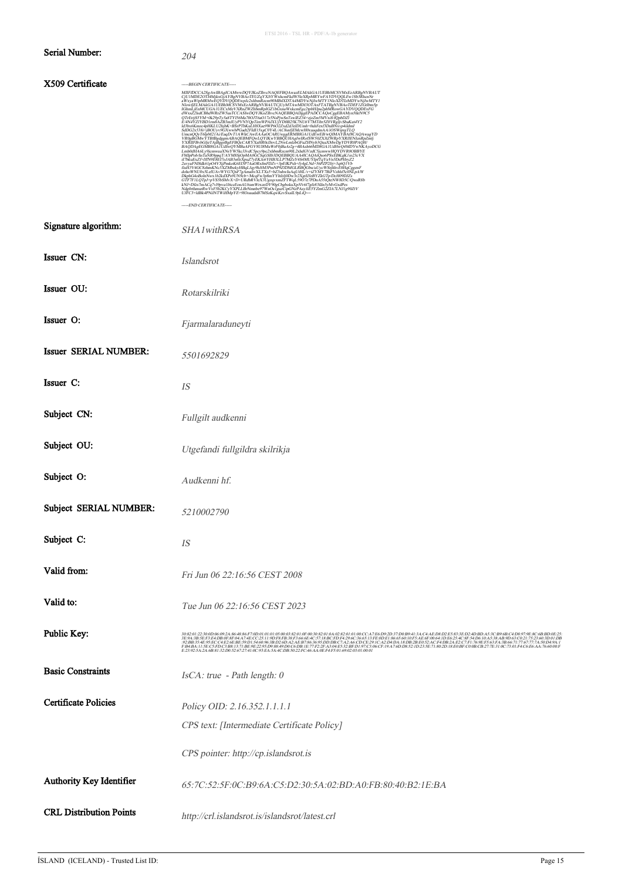**Serial Number:** *204*

**X509 Certificate**

```
-----BEGIN CERTIFICATE-----
MIIFDCCA2SgAwIBAgICAMwwDQYJKoZIhvcNAQEFBQAwazELMAkGA1UEBhMCSVMxEzARBgNVBAUT
CjU1MDE2OTI4MjkxGjAYBgNVBAoTEUZqYXJtYWxhcmFkdW5leXRpMRYwFAYDVQQLEw1Sb3RhcnNr
aWxyaWtpMRMwEQYDVQQDEwpJc2xhbmRzcm90MB4XDTA4MDYwNjIwMTY1NloXDTIzMDYwNjIwMTY1
NlowfjELMAkGA1UEBhMCSVMxEzARBgNVBAUTCjUyMTAwMDI3OTAxFTATBgNVBAoTDEF1ZGtlbm5p
IGhmLjEnMCUGA1UECxMeVXRnZWZhbmRpIGZ1bGxnaWxkcmEgc2tpbHJpa2phMRowGAYDVQQDExFG
dWxsZ2lsdCBhdWRrZW5uaTCCASIwDQYJKoZIhvcNAQEBBQADggEPADCCAQoCggEBAMyn5tktN9C5
QTrErtjS5YM+0k29pTy5a8TYl56Ma70OJT6aO17z5NuPjwSnTswlEZ34+jzZm5MVxsR/f0pbDZl
E/4N4YZIYBD1rm8AZB3mJUyPVNYQpTimWPAIXUjYDf8B25K7NU6V7MTi8r5Z0VRgjlvSbaKut4Y2
Id3bx6Kmzc4pHKLU2hjbK+BSrPTbKaLH8Xae9WP6O2ZxdZd3eDUmh+0dtFctf3DuBNvvp4ildml
SdDG2x538/+jBOUyv9GXwwbPGadt2FIdI15xgC0Y4L/AC8snIjEMcwH0xuaqdnaAA/iOSWiptqTLO
UmcnQQyT6lpM21A/EaqDvT1AWkCAwEAAaOCARUwggERMBIGA1UdEwEB/wQIMAYBAf8CAQAwggYD
VR0gBGMwYTBfBgdggmABAQEBMFQwLQYIKwYBBQUHAgIwIRofSW50ZXJtZWRpYXRlIENlcnRpZmlj
YXRlIFBvbGljeTAjBggrBgEFBQcCARYXaHR0cDovL2NwLmlzbGFuZHNyb3QuaXMwDgYDVR0PAQH/
BAQDAgEGMB8GA1UdIwQYMBaAFGV8UlMsWrFtNBaAt2g+4BAsht6MD8GA1UdHwQ4MDYwNKAyoDCG
Lmh0dHA6Ly9jcmwuaXNsYW5kc3JvdC5pcy9pc2xhbmRzcm90L2xhdGVzdC5jcmwwHQYDVR0OBBYE
FMIpPob/haTaNR9pnjT/AYM8SjOpMA0GCSqGSIb3DQEBBQUAA4ICAQAiQuo6PSxEBKqK1sv23cVX
iI7bkuExZf+HN9E8EI7oJAB3n0zXpuZ7yEKJe6YHB3LLP7MZsY4S4MUYlpfTqYu/VnSDePHeyZ2
2uvyaFNI8dk61pO4VXjPmkoK6El5P7AaORxJmFDZv+3pEIKPxh+fy4gLNd+56PZP2fjj+3q6Q1Vb
6uH3V4GC3zhmKNc3XZMbzkyHBqLJay9hJtM3PmNPPlZfDMGLRBQGbu/uUycWSbjhbvE8HqCqgenF
doluWNU0x5LeIUAvWYG7QsF7gAmaIuXLTXs5+bZ3nbw8uAqUtHL/v+tZYMY7BiFVzhfd5c0NLpAW
DkphG4oBolnNwx1b2kdXPe9UN9cb+/McqFw3p8mYYhfeJt0Dw3r2XgtIJ/eBYZkG7prDcH09DZs
GTF7F1LQTpJ+yVS5bSMvX+D+URdbRVIeX3UgzqvxmZFTWqL59O7e7PDoA55tQtcNW8D5C/QwsR8b
kNJ+D0x7mACq7rI9prvaI1tcceEsmAU6smWrxzeDY90pCbgbokuXp5Yt6l7gfz83ilo3yMvGxdPes
Ndg0ttlemaRiwVxF5b2KCyYXPLLBrNmnbe97WnOvl/gxaCzpGNzPAsyJiE5YZmG2ZIA7LNJ1g90ZtV
UJFC3+IdBk4PNdINTWHMpYE+9IOouu6B7MSzKqwKzvSxalL9pLiQ==
-----END CERTIFICATE-----
```

**Signature algorithm:** *SHA1withRSA*

**Issuer CN:** *Islandsrot*

**Issuer OU:** *Rotarskilriki*

**Issuer O:** *Fjarmalaraduneyti*

**Issuer SERIAL NUMBER:** *5501692829*

**Issuer C:** *IS*

**Subject CN:** *Fullgilt audkenni*

**Subject OU:** *Utgefandi fullgildra skilrikja*

**Subject O:** *Audkenni hf.*

**Subject SERIAL NUMBER:** *5210002790*

**Subject C:** *IS*

**Valid from:** *Fri Jun 06 22:16:56 CEST 2008*

**Valid to:** *Tue Jun 06 22:16:56 CEST 2023*

**Public Key:** *30:82:01:22:30:0D:06:09:2A:86:48:86:F7:0D:01:01:01:05:00:03:82:01:0F:00:30:82:01:0A:02:82:01:01:00:CC:A7:E6:D9:2D:37:D0:B9:41:3A:C4:AE:D8:D2:E5:83:3E:D2:4D:BD:A5:3C:B9:6B:C4:D8:97:9E:8C:6B:BD:0E:25:3E:9A:3B:5E:F3:E4:DB:0F:8F:04:A7:4E:CC:25:11:9D:F8:FB:38:F3:66:6E:4C:57:18:BC:FD:F4:29:6C:36:65:13:F5:AE:6F:00:64:1D:E6:25:4C:8F:54:D6:10:A5:38:A9:9D:63:C0:21:75:23:60:3D:01:DB:92:BB:35:4E:95:EC:C4:E2:6E:BE:59:D1:54:60:96:3B:D2:6D:A2:AE:B7:86:36:95:DD:DB:C7:A2:A6:CD:CE:29:1C:A2:D4:DA:18:DB:2B:E0:52:AC:F4:DB:2A:E2:C7:F1:76:9E:F5:63:FA:3B:66:71:77:67:77:7A:50:D4:9A:1F:B4:BA:11:5E:C5:FD:C3:B8:13:71:BE:9E:22:95:D9:88:49:D0:C6:DB:1E:77:F2:2F:A3:04:E5:32:BF:D1:97:C3:06:CF:19:A7:6D:D8:52:1D:23:5E:71:80:2D:18:E0:BF:C0:0B:CB:27:7E:31:0C:73:01:F4:C6:E6:AA:76:60:00:FE:23:92:5A:2A:6B:81:32:D0:52:67:27:41:0C:93:EA:5A:4C:DB:50:22:FC:46:AA:0E:F4:F5:01:69:02:03:01:00:01*

**Basic Constraints:** *IsCA: true - Path length: 0*

**Certificate Policies:**

*Policy OID: 2.16.352.1.1.1.1*

*CPS text: [Intermediate Certificate Policy]*

*CPS pointer: http://cp.islandsrot.is*

**Authority Key Identifier:** *65:7C:52:5F:0C:B9:6A:C5:D2:30:5A:02:BD:A0:FB:80:40:B2:1E:BA*

**CRL Distribution Points:** *http://crl.islandsrot.is/islandsrot/latest.crl*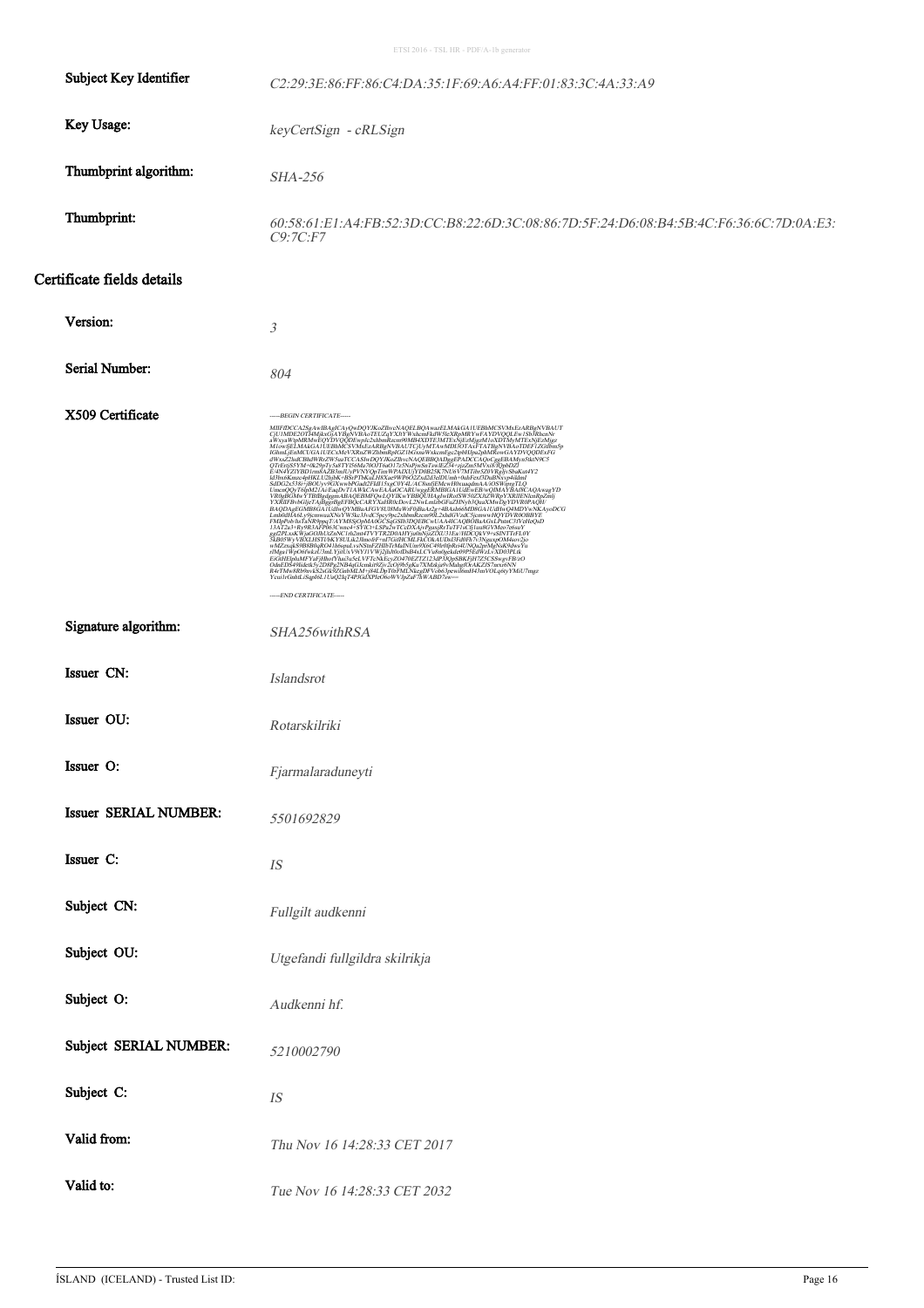| | |
|---|---|
| **Subject Key Identifier** | *C2:29:3E:86:FF:86:C4:DA:35:1F:69:A6:A4:FF:01:83:3C:4A:33:A9* |
| **Key Usage:** | *keyCertSign - cRLSign* |
| **Thumbprint algorithm:** | *SHA-256* |
| **Thumbprint:** | *60:58:61:E1:A4:FB:52:3D:CC:B8:22:6D:3C:08:86:7D:5F:24:D6:08:B4:5B:4C:F6:36:6C:7D:0A:E3:C9:7C:F7* |

## Certificate fields details

| | |
|---|---|
| **Version:** | *3* |
| **Serial Number:** | *804* |
| **X509 Certificate** | *-----BEGIN CERTIFICATE----- ... -----END CERTIFICATE-----* |
| **Signature algorithm:** | *SHA256withRSA* |
| **Issuer CN:** | *Islandsrot* |
| **Issuer OU:** | *Rotarskilriki* |
| **Issuer O:** | *Fjarmalaraduneyti* |
| **Issuer SERIAL NUMBER:** | *5501692829* |
| **Issuer C:** | *IS* |
| **Subject CN:** | *Fullgilt audkenni* |
| **Subject OU:** | *Utgefandi fullgildra skilrikja* |
| **Subject O:** | *Audkenni hf.* |
| **Subject SERIAL NUMBER:** | *5210002790* |
| **Subject C:** | *IS* |
| **Valid from:** | *Thu Nov 16 14:28:33 CET 2017* |
| **Valid to:** | *Tue Nov 16 14:28:33 CET 2032* |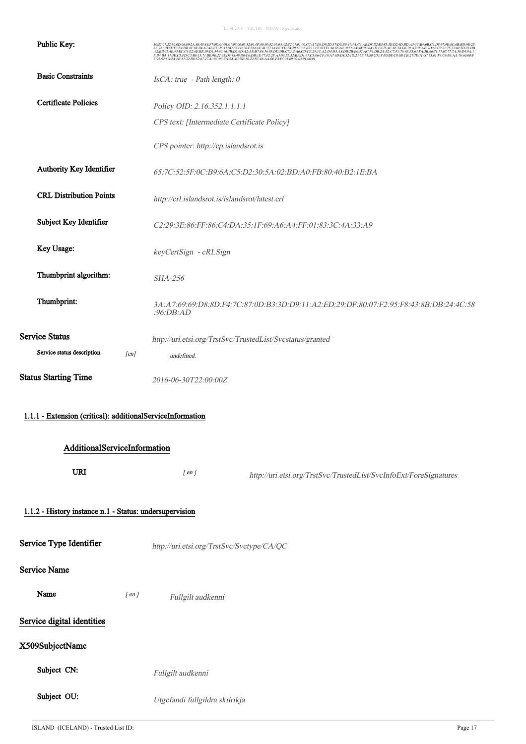**Public Key:** *30:82:01:22:30:0D:06:09:2A:86:48:86:F7:0D:01:01:01:05:00:03:82:01:0F:00:30:82:01:0A:02:82:01:01:00:CC:A7:E6:D9:2D:37:D0:B9:41:3A:C4:AE:D8:D2:E5:83:3E:D2:4D:BD:A5:3C:B9:6B:C4:D8:97:9E:8C:6B:BD:0E:25:3E:9A:3B:5E:F3:E4:DB:0F:8F:04:A7:4E:CC:25:11:9D:F8:FB:38:F3:66:6E:4C:57:18:BC:FD:F4:29:6C:36:65:13:FE:0D:E1:86:65:60:10:F5:AE:6F:00:64:1D:E6:25:4C:8F:54:D6:10:A5:38:AB:9D:63:C0:21:75:23:60:3D:01:DB:92:BB:35:4E:95:EC:C4:E2:6E:BE:59:D1:54:60:96:3B:D2:6D:A2:AE:B7:86:36:95:DD:DB:C7:A2:A6:CD:CE:29:1C:A2:D4:DA:18:DB:2B:E0:52:AC:F4:DB:2A:E2:C7:F1:76:9E:F5:63:FA:3B:66:71:77:67:77:7A:50:D4:9A:1F:B4:BA:11:5E:C5:FD:C3:B8:13:71:BE:9E:22:95:D9:88:49:D0:C6:DB:1E:77:F2:2F:A3:04:E5:32:BF:D1:97:C3:06:CF:19:A7:6D:D8:52:1D:23:5E:71:80:2D:18:E0:BF:C0:0B:CB:27:7E:31:0C:73:01:F4:C6:E6:AA:76:60:00:FE:23:92:5A:2A:6B:81:32:D0:52:67:27:41:0C:93:EA:5A:4C:DB:50:22:FC:46:AA:0E:F4:F5:01:69:02:03:01:00:01*

**Basic Constraints** *IsCA: true - Path length: 0*

**Certificate Policies** *Policy OID: 2.16.352.1.1.1.1*

*CPS text: [Intermediate Certificate Policy]*

*CPS pointer: http://cp.islandsrot.is*

**Authority Key Identifier** *65:7C:52:5F:0C:B9:6A:C5:D2:30:5A:02:BD:A0:FB:80:40:B2:1E:BA*

**CRL Distribution Points** *http://crl.islandsrot.is/islandsrot/latest.crl*

**Subject Key Identifier** *C2:29:3E:86:FF:86:C4:DA:35:1F:69:A6:A4:FF:01:83:3C:4A:33:A9*

**Key Usage:** *keyCertSign - cRLSign*

**Thumbprint algorithm:** *SHA-256*

**Thumbprint:** *3A:A7:69:69:D8:8D:F4:7C:87:0D:B3:3D:D9:11:A2:ED:29:DF:80:07:F2:95:F8:43:8B:DB:24:4C:58:96:DB:AD*

**Service Status** *http://uri.etsi.org/TrstSvc/TrustedList/Svcstatus/granted*

Service status description [en] *undefined.*

**Status Starting Time** *2016-06-30T22:00:00Z*

## 1.1.1 - Extension (critical): additionalServiceInformation

### AdditionalServiceInformation

**URI** [ en ] *http://uri.etsi.org/TrstSvc/TrustedList/SvcInfoExt/ForeSignatures*

## 1.1.2 - History instance n.1 - Status: undersupervision

**Service Type Identifier** *http://uri.etsi.org/TrstSvc/Svctype/CA/QC*

**Service Name**

**Name** [ en ] *Fullgilt audkenni*

**Service digital identities**

**X509SubjectName**

**Subject CN:** *Fullgilt audkenni*

**Subject OU:** *Utgefandi fullgildra skilrikja*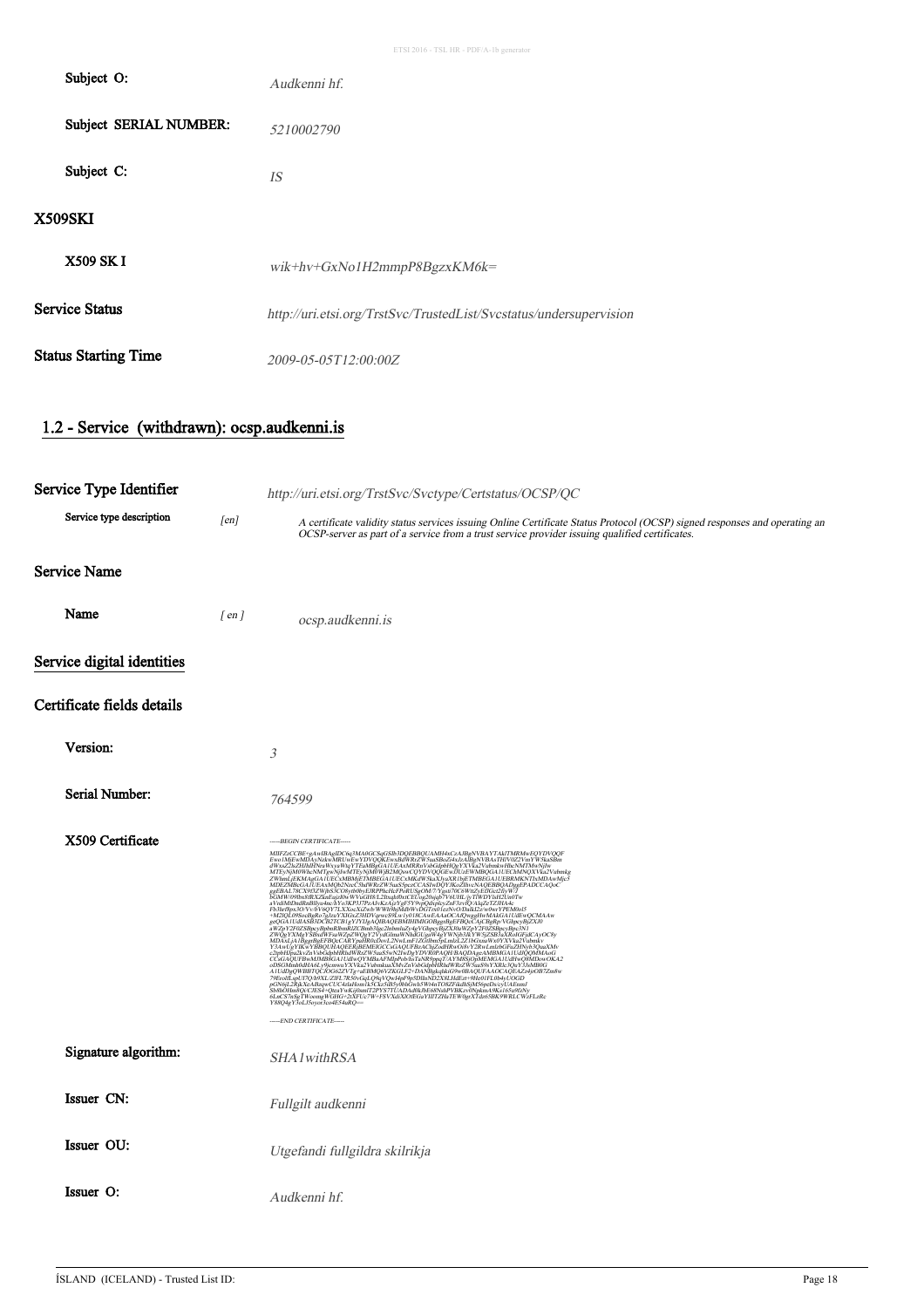| | |
|---|---|
| **Subject O:** | *Audkenni hf.* |
| **Subject SERIAL NUMBER:** | *5210002790* |
| **Subject C:** | *IS* |

## X509SKI

| | |
|---|---|
| **X509 SK I** | *wik+hv+GxNo1H2mmpP8BgzxKM6k=* |

| | |
|---|---|
| **Service Status** | *http://uri.etsi.org/TrstSvc/TrustedList/Svcstatus/undersupervision* |
| **Status Starting Time** | *2009-05-05T12:00:00Z* |

## 1.2 - Service (withdrawn): ocsp.audkenni.is

### Service Type Identifier

*http://uri.etsi.org/TrstSvc/Svctype/Certstatus/OCSP/QC*

**Service type description** [en] *A certificate validity status services issuing Online Certificate Status Protocol (OCSP) signed responses and operating an OCSP-server as part of a service from a trust service provider issuing qualified certificates.*

### Service Name

**Name** [ en ] *ocsp.audkenni.is*

### Service digital identities

### Certificate fields details

| | |
|---|---|
| **Version:** | *3* |
| **Serial Number:** | *764599* |

**X509 Certificate**

```
-----BEGIN CERTIFICATE-----
MIIFZzCCBE+gAwIBAgIDC6q3MA0GCSqGSIb3DQEBBQUAMH4xCzAJBgNVBAYTAklTMRMwEQYDVQQF
EwoxMjEwMDAyNzkwMRUwEwYDVQQKEwxBdWRrZW5uaSBoZi4xJzAlBgNVBAsTHlV0Z2VmYW5kaSBm
dWxsZ2lsZHJhIHNraWxyaWtqYTEaMBgGA1UEAxMRRnVsbGdpbHQgYXVka2VubmkwHhcNMTMwNjIw
MTEyNjM0WhcNMTgwNjIwMTEyNjM0WjB2MQswCQYDVQQGEwJJUzEWMBQGA1UECiMNQXVka2Vubmkg
-----END CERTIFICATE-----
```

| | |
|---|---|
| **Signature algorithm:** | *SHA1withRSA* |
| **Issuer CN:** | *Fullgilt audkenni* |
| **Issuer OU:** | *Utgefandi fullgildra skilrikja* |
| **Issuer O:** | *Audkenni hf.* |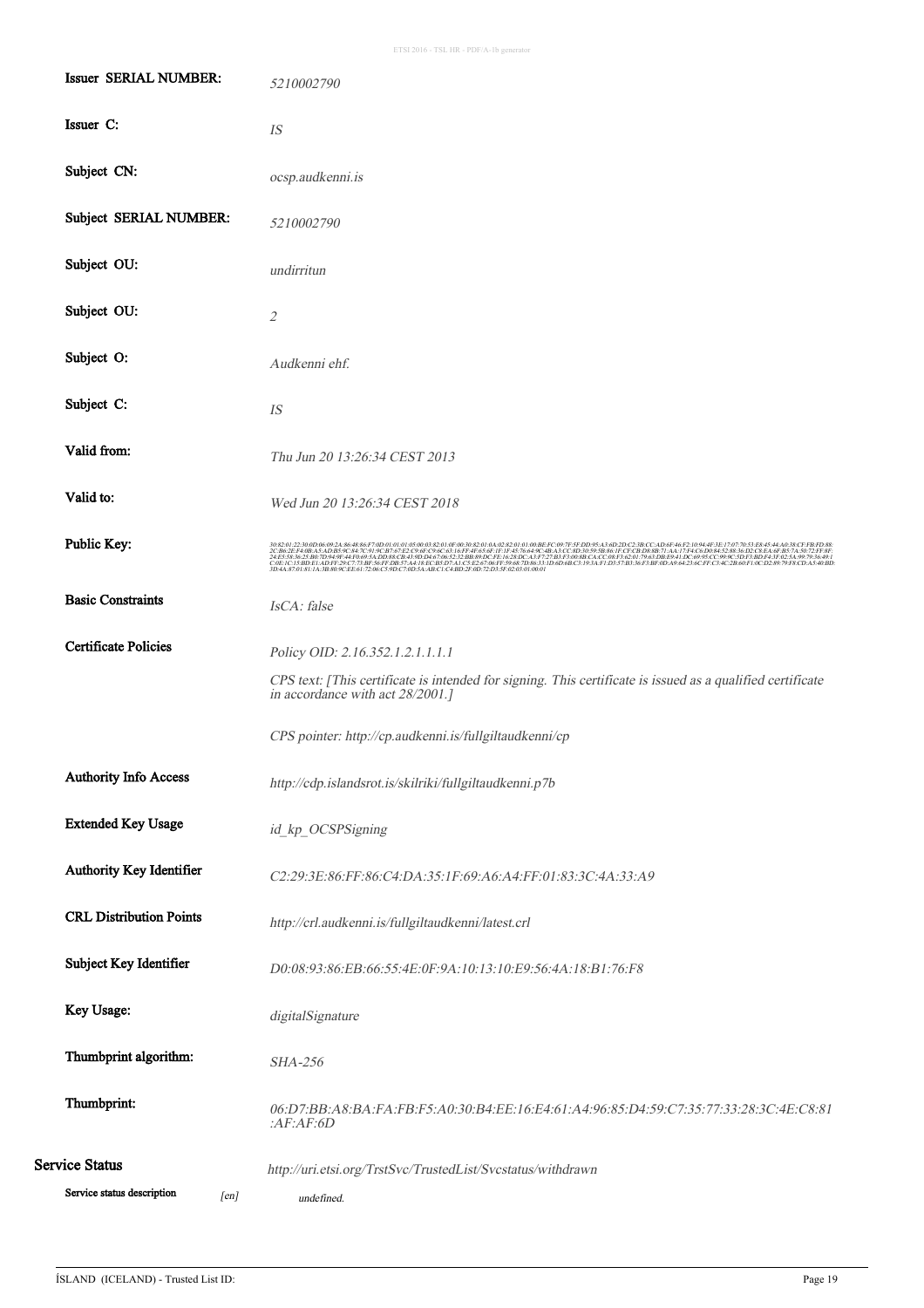| | |
|---|---|
| **Issuer SERIAL NUMBER:** | *5210002790* |
| **Issuer C:** | *IS* |
| **Subject CN:** | *ocsp.audkenni.is* |
| **Subject SERIAL NUMBER:** | *5210002790* |
| **Subject OU:** | *undirritun* |
| **Subject OU:** | *2* |
| **Subject O:** | *Audkenni ehf.* |
| **Subject C:** | *IS* |
| **Valid from:** | *Thu Jun 20 13:26:34 CEST 2013* |
| **Valid to:** | *Wed Jun 20 13:26:34 CEST 2018* |
| **Public Key:** | *30:82:01:22:30:0D:06:09:2A:86:48:86:F7:0D:01:01:01:05:00:03:82:01:0F:00:30:82:01:0A:02:82:01:01:00:BE:FC:09:7F:5F:DD:95:A3:6D:2D:C2:3B:CC:AD:6F:46:F2:10:94:4F:3E:17:07:70:53:E8:45:44:A0:38:CF:FB:FD:88:2C:B6:2E:F4:0B:A5:AD:B5:9C:84:7C:91:9C:B7:67:E2:C9:6F:C9:6C:63:16:FF:4F:65:6F:1F:1F:45:76:64:9C:4B:A3:CC:8D:30:59:5B:86:1F:CF:CB:D8:8B:71:AA:17:F4:C6:D0:84:52:88:36:D2:C8:EA:6F:B5:7A:50:72:FF:8F:24:E5:58:36:25:B0:7D:94:9F:44:F0:69:5A:DD:88:CB:43:9D:D4:67:06:52:32:BB:89:DC:FE:16:28:DC:A3:F7:27:B3:F3:00:8B:CA:CC:08:F3:62:01:79:63:DB:E9:41:DC:69:95:CC:99:9C:5D:F3:BD:F4:3F:02:5A:99:79:36:49:1C:0E:1C:15:BD:E1:AD:FF:29:C7:73:BF:56:FF:DB:57:A4:18:EC:B5:D7:A3:C5:E2:67:06:FF:59:68:7D:86:33:1D:6D:6B:C3:19:3A:F1:D3:57:B3:36:F3:BF:0D:A9:64:23:6C:FF:C3:4C:2B:60:F1:0C:D2:89:79:F8:CD:A5:40:BD:3D:4A:87:01:81:1A:3B:80:9C:EE:61:72:06:C5:9D:C7:0D:5A:AB:C1:C4:BD:2F:0D:72:D3:5F:02:03:01:00:01* |
| **Basic Constraints** | *IsCA: false* |
| **Certificate Policies** | *Policy OID: 2.16.352.1.2.1.1.1.1*<br>*CPS text: [This certificate is intended for signing. This certificate is issued as a qualified certificate in accordance with act 28/2001.]*<br>*CPS pointer: http://cp.audkenni.is/fullgiltaudkenni/cp* |
| **Authority Info Access** | *http://cdp.islandsrot.is/skilriki/fullgiltaudkenni.p7b* |
| **Extended Key Usage** | *id_kp_OCSPSigning* |
| **Authority Key Identifier** | *C2:29:3E:86:FF:86:C4:DA:35:1F:69:A6:A4:FF:01:83:3C:4A:33:A9* |
| **CRL Distribution Points** | *http://crl.audkenni.is/fullgiltaudkenni/latest.crl* |
| **Subject Key Identifier** | *D0:08:93:86:EB:66:55:4E:0F:9A:10:13:10:E9:56:4A:18:B1:76:F8* |
| **Key Usage:** | *digitalSignature* |
| **Thumbprint algorithm:** | *SHA-256* |
| **Thumbprint:** | *06:D7:BB:A8:BA:FA:FB:F5:A0:30:B4:EE:16:E4:61:A4:96:85:D4:59:C7:35:77:33:28:3C:4E:C8:81:AF:AF:6D* |

## Service Status

*http://uri.etsi.org/TrstSvc/TrustedList/Svcstatus/withdrawn*

| | | |
|---|---|---|
| **Service status description** | *[en]* | *undefined.* |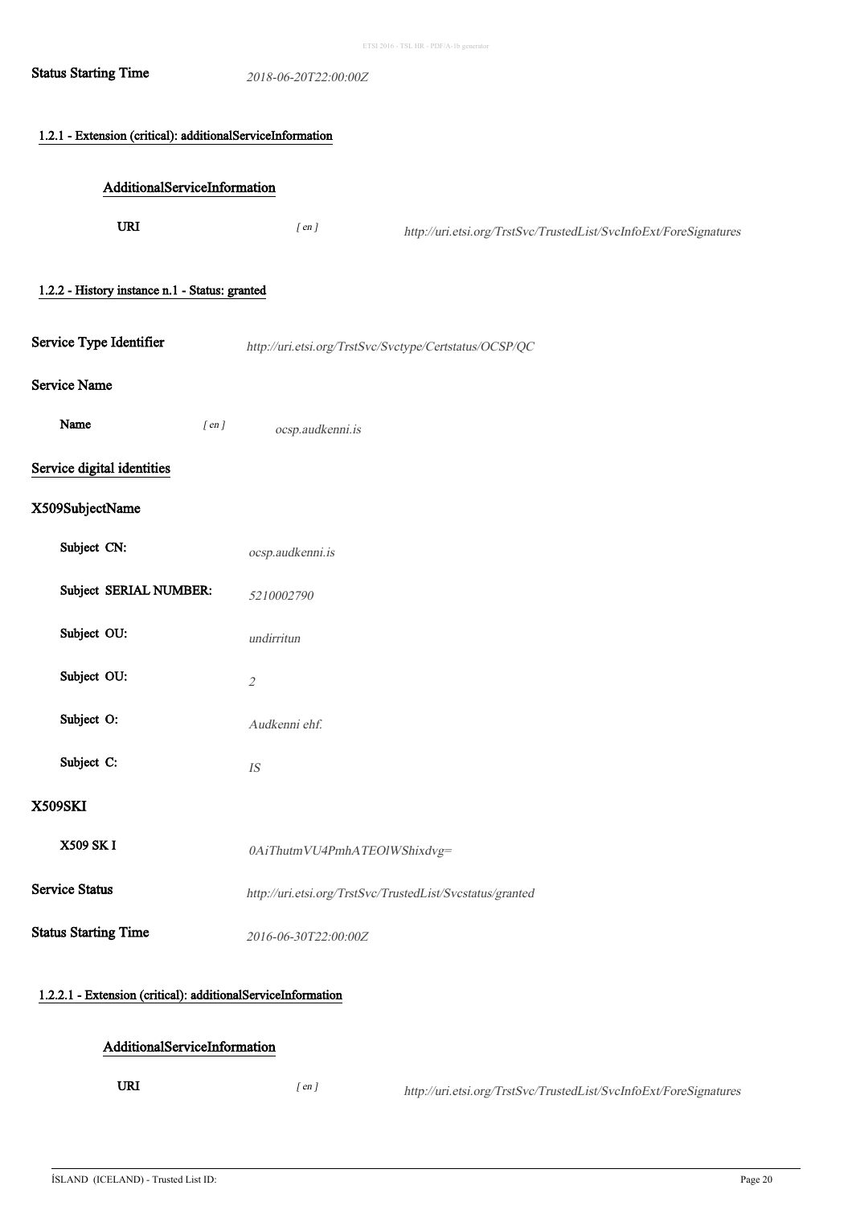**Status Starting Time** *2018-06-20T22:00:00Z*

#### 1.2.1 - Extension (critical): additionalServiceInformation

##### AdditionalServiceInformation

**URI** *[ en ]* *http://uri.etsi.org/TrstSvc/TrustedList/SvcInfoExt/ForeSignatures*

#### 1.2.2 - History instance n.1 - Status: granted

**Service Type Identifier** *http://uri.etsi.org/TrstSvc/Svctype/Certstatus/OCSP/QC*

**Service Name**

**Name** *[ en ]* *ocsp.audkenni.is*

**Service digital identities**

**X509SubjectName**

**Subject CN:** *ocsp.audkenni.is*

**Subject SERIAL NUMBER:** *5210002790*

**Subject OU:** *undirritun*

**Subject OU:** *2*

**Subject O:** *Audkenni ehf.*

**Subject C:** *IS*

**X509SKI**

**X509 SK I** *0AiThutmVU4PmhATEOlWShixdvg=*

**Service Status** *http://uri.etsi.org/TrstSvc/TrustedList/Svcstatus/granted*

**Status Starting Time** *2016-06-30T22:00:00Z*

#### 1.2.2.1 - Extension (critical): additionalServiceInformation

##### AdditionalServiceInformation

**URI** *[ en ]* *http://uri.etsi.org/TrstSvc/TrustedList/SvcInfoExt/ForeSignatures*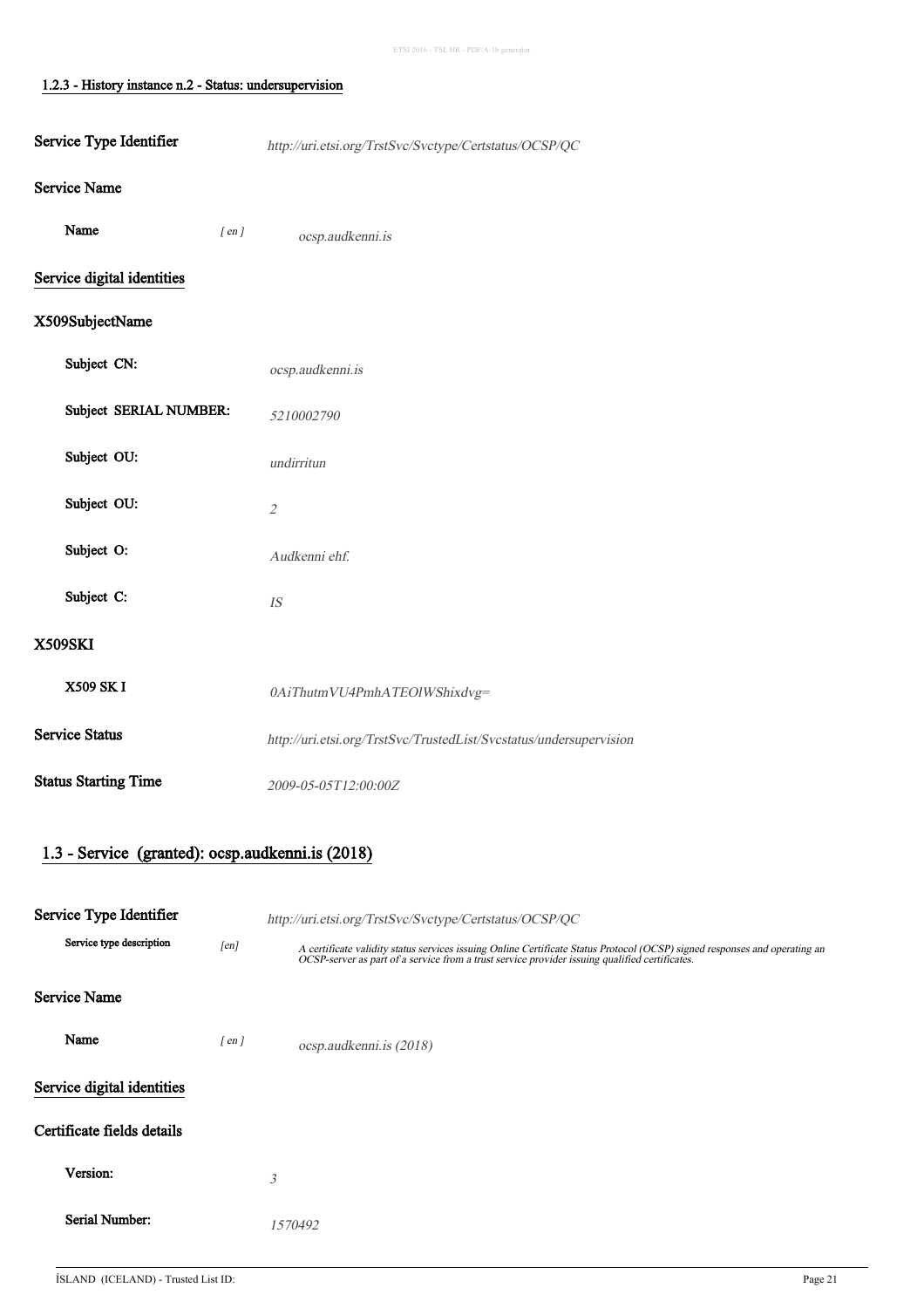#### 1.2.3 - History instance n.2 - Status: undersupervision

**Service Type Identifier** *http://uri.etsi.org/TrstSvc/Svctype/Certstatus/OCSP/QC*

**Service Name**

**Name** *[ en ]* *ocsp.audkenni.is*

**Service digital identities**

**X509SubjectName**

| | |
|---|---|
| **Subject CN:** | *ocsp.audkenni.is* |
| **Subject SERIAL NUMBER:** | *5210002790* |
| **Subject OU:** | *undirritun* |
| **Subject OU:** | *2* |
| **Subject O:** | *Audkenni ehf.* |
| **Subject C:** | *IS* |

**X509SKI**

| | |
|---|---|
| **X509 SK I** | *0AiThutmVU4PmhATEOlWShixdvg=* |

**Service Status** *http://uri.etsi.org/TrstSvc/TrustedList/Svcstatus/undersupervision*

**Status Starting Time** *2009-05-05T12:00:00Z*

### 1.3 - Service (granted): ocsp.audkenni.is (2018)

**Service Type Identifier** *http://uri.etsi.org/TrstSvc/Svctype/Certstatus/OCSP/QC*

**Service type description** *[en]* *A certificate validity status services issuing Online Certificate Status Protocol (OCSP) signed responses and operating an OCSP-server as part of a service from a trust service provider issuing qualified certificates.*

**Service Name**

**Name** *[ en ]* *ocsp.audkenni.is (2018)*

**Service digital identities**

**Certificate fields details**

| | |
|---|---|
| **Version:** | *3* |
| **Serial Number:** | *1570492* |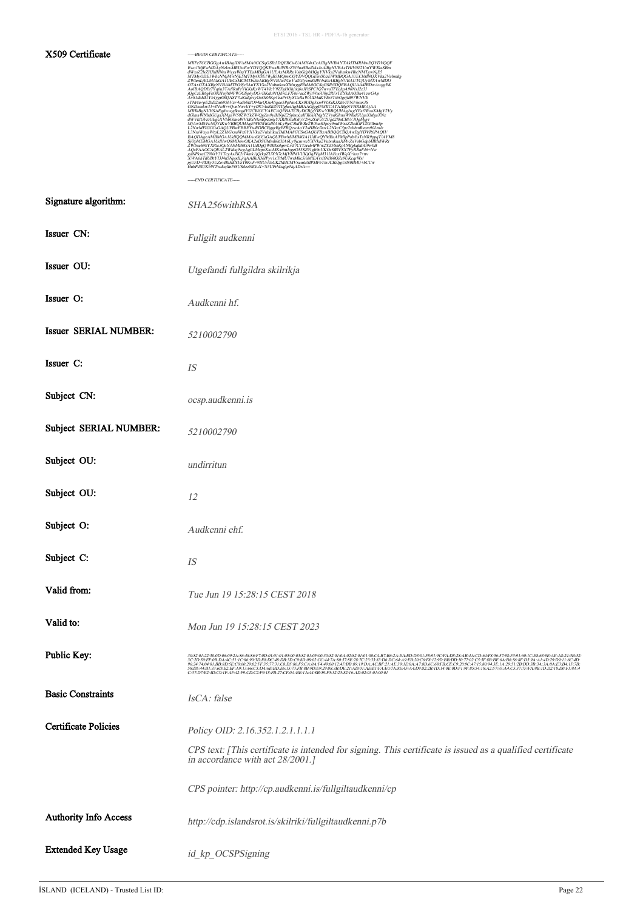ETSI 2016 - TSL HR - PDF/A-1b generator

| | |
|---|---|
| **X509 Certificate** | -----BEGIN CERTIFICATE-----<br>MIIFeTCCBGGgAwIBAgIDE/uMA0GCSqGSIb3DQEBCwUAMH4xCzAJBgNVBAYTAkITMRMwEQYDVQQF<br>-----END CERTIFICATE----- |
| **Signature algorithm:** | *SHA256withRSA* |
| **Issuer CN:** | *Fullgilt audkenni* |
| **Issuer OU:** | *Utgefandi fullgildra skilrikja* |
| **Issuer O:** | *Audkenni hf.* |
| **Issuer SERIAL NUMBER:** | *5210002790* |
| **Issuer C:** | *IS* |
| **Subject CN:** | *ocsp.audkenni.is* |
| **Subject SERIAL NUMBER:** | *5210002790* |
| **Subject OU:** | *undirritun* |
| **Subject OU:** | *12* |
| **Subject O:** | *Audkenni ehf.* |
| **Subject C:** | *IS* |
| **Valid from:** | *Tue Jun 19 15:28:15 CEST 2018* |
| **Valid to:** | *Mon Jun 19 15:28:15 CEST 2023* |
| **Public Key:** | *30:82:01:22:30:0D:06:09:2A:86:48:86:F7:0D:01:01:01:05:00:03:82:01:0F:00:30:82:01:0A:02:82:01:01:00:C4:B7:B6:2A:EA:ED:D3:01:F8:91:9C:FA:D8:28:AB:4A:CD:64:F8:56:57:98:F5:91:60:1C:E8:63:9E:AE:A8:24:5B:52: ... C:37:D7:E2:4D:C0:1F:AF:42:F9:CD:C2:F9:18:FB:27:CF:0A:BE:1A:44:8B:59:F5:32:25:82:16:AD:02:03:01:00:01* |
| **Basic Constraints** | *IsCA: false* |
| **Certificate Policies** | *Policy OID: 2.16.352.1.2.1.1.1.1*<br><br>*CPS text: [This certificate is intended for signing. This certificate is issued as a qualified certificate in accordance with act 28/2001.]*<br><br>*CPS pointer: http://cp.audkenni.is/fullgiltaudkenni/cp* |
| **Authority Info Access** | *http://cdp.islandsrot.is/skilriki/fullgiltaudkenni.p7b* |
| **Extended Key Usage** | *id_kp_OCSPSigning* |

ÍSLAND (ICELAND) - Trusted List ID: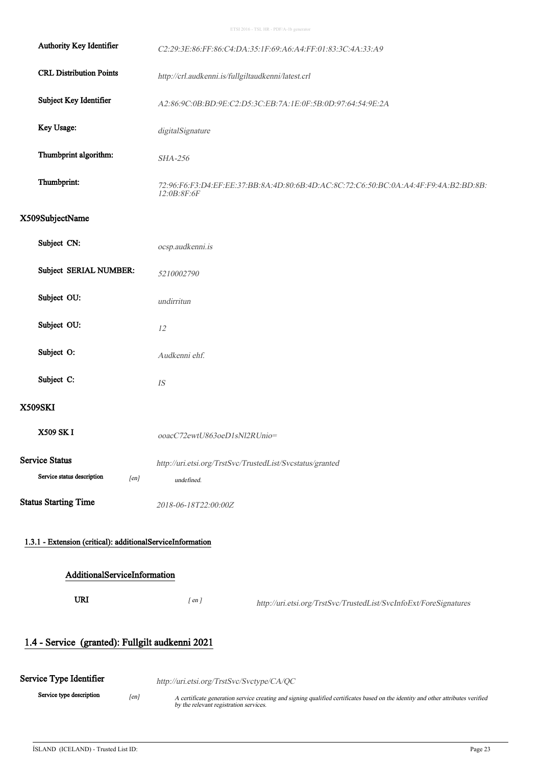| | |
|---|---|
| Authority Key Identifier | *C2:29:3E:86:FF:86:C4:DA:35:1F:69:A6:A4:FF:01:83:3C:4A:33:A9* |
| CRL Distribution Points | *http://crl.audkenni.is/fullgiltaudkenni/latest.crl* |
| Subject Key Identifier | *A2:86:9C:0B:BD:9E:C2:D5:3C:EB:7A:1E:0F:5B:0D:97:64:54:9E:2A* |
| Key Usage: | *digitalSignature* |
| Thumbprint algorithm: | *SHA-256* |
| Thumbprint: | *72:96:F6:F3:D4:EF:EE:37:BB:8A:4D:80:6B:4D:AC:8C:72:C6:50:BC:0A:A4:4F:F9:4A:B2:BD:8B:12:0B:8F:6F* |

### X509SubjectName

| | |
|---|---|
| Subject CN: | *ocsp.audkenni.is* |
| Subject SERIAL NUMBER: | *5210002790* |
| Subject OU: | *undirritun* |
| Subject OU: | *12* |
| Subject O: | *Audkenni ehf.* |
| Subject C: | *IS* |

### X509SKI

| | |
|---|---|
| X509 SK I | *ooacC72ewtU863oeD1sNl2RUnio=* |

**Service Status** *http://uri.etsi.org/TrstSvc/TrustedList/Svcstatus/granted*

Service status description [en] *undefined.*

**Status Starting Time** *2018-06-18T22:00:00Z*

#### 1.3.1 - Extension (critical): additionalServiceInformation

##### AdditionalServiceInformation

| | | |
|---|---|---|
| URI | [ en ] | *http://uri.etsi.org/TrstSvc/TrustedList/SvcInfoExt/ForeSignatures* |

## 1.4 - Service (granted): Fullgilt audkenni 2021

**Service Type Identifier** *http://uri.etsi.org/TrstSvc/Svctype/CA/QC*

Service type description [en] *A certificate generation service creating and signing qualified certificates based on the identity and other attributes verified by the relevant registration services.*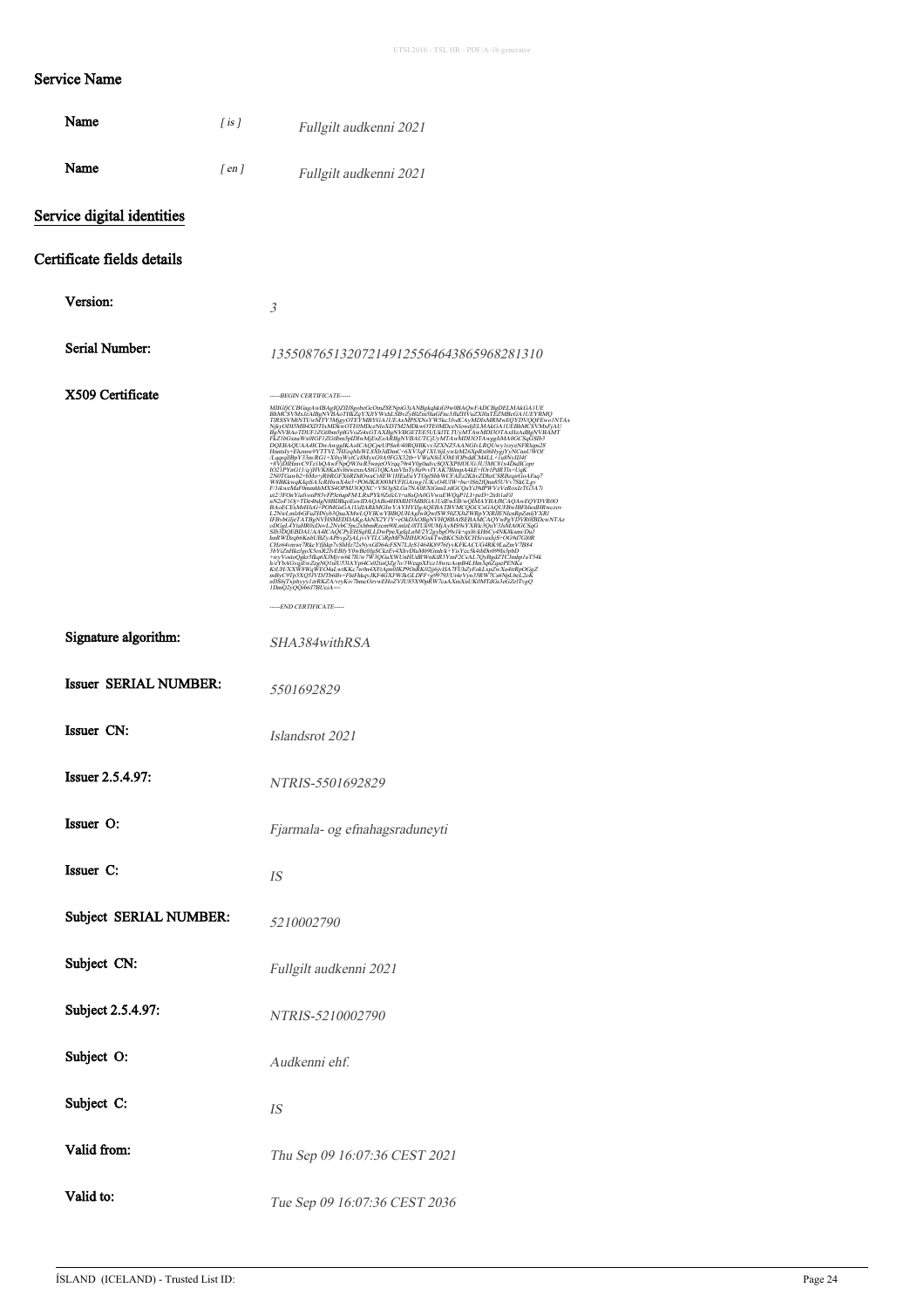### Service Name

| | | |
|---|---|---|
| **Name** | *[ is ]* | *Fullgilt audkenni 2021* |
| **Name** | *[ en ]* | *Fullgilt audkenni 2021* |

## Service digital identities

### Certificate fields details

| | |
|---|---|
| **Version:** | *3* |
| **Serial Number:** | *135508765132072149125564643865968281310* |
| **X509 Certificate** | *-----BEGIN CERTIFICATE-----*<br>*MIIGfjCCBGagAwIBAgIQZfDJlgobrGcOmZ8ENpsG3jANBgkqhkiG9w0BAQwFADCBgDELMAkGA1UE*<br>*[remaining certificate lines illegible at this resolution]*<br>*-----END CERTIFICATE-----* |
| **Signature algorithm:** | *SHA384withRSA* |
| **Issuer SERIAL NUMBER:** | *5501692829* |
| **Issuer CN:** | *Islandsrot 2021* |
| **Issuer 2.5.4.97:** | *NTRIS-5501692829* |
| **Issuer O:** | *Fjarmala- og efnahagsraduneyti* |
| **Issuer C:** | *IS* |
| **Subject SERIAL NUMBER:** | *5210002790* |
| **Subject CN:** | *Fullgilt audkenni 2021* |
| **Subject 2.5.4.97:** | *NTRIS-5210002790* |
| **Subject O:** | *Audkenni ehf.* |
| **Subject C:** | *IS* |
| **Valid from:** | *Thu Sep 09 16:07:36 CEST 2021* |
| **Valid to:** | *Tue Sep 09 16:07:36 CEST 2036* |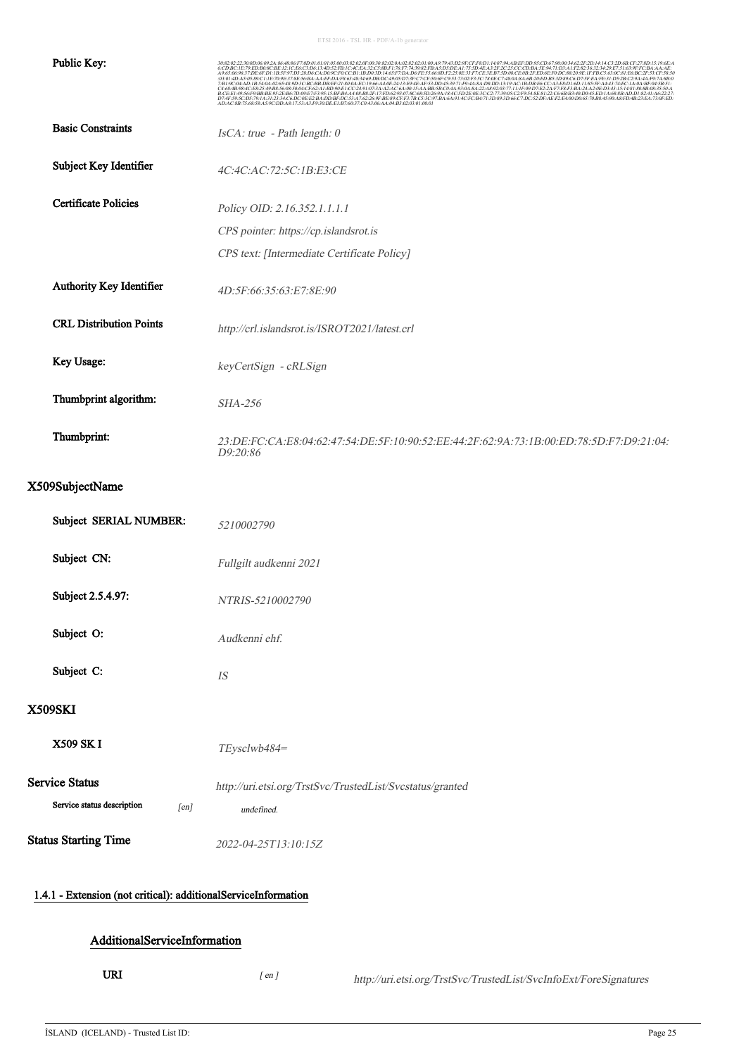**Public Key:** 30:82:02:22:30:0D:06:09:2A:86:48:86:F7:0D:01:01:01:05:00:03:82:02:0F:00:30:82:02:0A:02:82:02:01:00:A9:79:43:D2:9F:CF:F8:D1:14:07:94:AB:EF:DD:95:CD:67:90:00:34:62:2F:2D:14:14:C3:2D:6B:CF:27:8D:15:19:6E:A6:CD:BC:1E:79:ED:B0:8C:BE:12:1C:E6:C3:D6:13:4D:52:FB:1C:4C:EA:32:C5:8B:F1:76:F7:74:39:82:FB:A5:D5:DE:A1:75:5D:4E:A3:2F:2C:25:CC:CD:BA:5E:94:71:D3:A1:F2:82:36:32:34:29:E7:51:63:9F:FC:BA:AA:AE:A9:65:06:96:37:DE:6F:D1:1B:5F:97:D3:28:D6:CA:D0:9C:F0:CC:B1:1B:D0:3D:14:65:F7:DA:D6:FE:55:66:8D:F2:25:0E:33:F7:CE:3E:B7:5D:08:CE:0B:2F:ED:6E:F0:DC:88:20:9E:1F:FB:C5:63:0C:81:E6:BC:2F:53:CF:58:50:03:01:4D:A5:05:89:C1:1E:70:9E:37:8E:56:BA:AA:EF:DA:F8:63:48:34:69:DB:DC:49:05:D7:3F:C7:CE:50:6F:C9:53:73:02:F3:5C:78:0E:C7:48:0A:8A:6B:20:ED:B5:3D:89:C6:D7:5F:EA:FE:31:D5:2B:C2:9A:4A:F9:7A:8B:07:B1:9C:04:AD:1B:54:0A:02:65:48:9D:3C:BC:BB:DB:EF:21:80:0A:EC:19:66:A4:0E:24:13:E9:4E:AF:53:DD:45:39:71:F9:4A:8A:D8:DD:13:19:AC:1B:DB:E6:CC:A3:E8:D1:6D:11:85:5F:A4:43:74:EC:1A:0A:BF:04:5B:51:C4:68:4B:98:4C:F8:25:49:B8:56:08:50:04:CF:62:A1:BD:90:E1:CC:24:91:07:3A:A2:AC:6A:00:15:AA:BB:5B:C0:4A:93:0A:8A:22:A8:92:03:77:11:1F:09:D7:E2:2A:F7:F8:F3:BA:24:A2:0E:D3:43:15:14:81:80:8B:08:35:50:AB:CE:E1:49:56:F9:BB:BE:95:2E:B6:7D:09:E7:F3:95:15:BF:B4:A4:08:B8:2F:17:FD:62:93:07:8C:68:5D:26:9A:18:4C:5D:2E:0E:3C:C2:77:39:05:C2:F9:54:8E:81:22:C6:6B:B3:40:D0:45:ED:1A:68:8B:AD:D1:82:41:A6:22:27:D7:4F:59:5C:D5:79:1A:31:23:34:C6:DC:0E:E2:BA:DD:BF:DC:53:A7:62:26:9F:BE:89:CF:F3:7B:C5:3C:97:BA:6A:91:4C:FC:B4:71:3D:89:3D:66:C7:DC:52:DF:AE:F2:E4:00:D0:65:70:B8:45:90:A8:FD:4B:23:EA:73:0F:ED:AD:AC:8B:75:68:58:A5:9C:DD:A8:17:53:A3:F9:30:DE:E1:B7:60:37:C0:43:06:AA:04:B3:02:03:01:00:01

**Basic Constraints:** *IsCA: true - Path length: 0*

**Subject Key Identifier:** *4C:4C:AC:72:5C:1B:E3:CE*

**Certificate Policies:**

*Policy OID: 2.16.352.1.1.1.1*

*CPS pointer: https://cp.islandsrot.is*

*CPS text: [Intermediate Certificate Policy]*

**Authority Key Identifier:** *4D:5F:66:35:63:E7:8E:90*

**CRL Distribution Points:** *http://crl.islandsrot.is/ISROT2021/latest.crl*

**Key Usage:** *keyCertSign - cRLSign*

**Thumbprint algorithm:** *SHA-256*

**Thumbprint:** *23:DE:FC:CA:E8:04:62:47:54:DE:5F:10:90:52:EE:44:2F:62:9A:73:1B:00:ED:78:5D:F7:D9:21:04:D9:20:86*

## X509SubjectName

**Subject SERIAL NUMBER:** *5210002790*

**Subject CN:** *Fullgilt audkenni 2021*

**Subject 2.5.4.97:** *NTRIS-5210002790*

**Subject O:** *Audkenni ehf.*

**Subject C:** *IS*

## X509SKI

**X509 SK I:** *TEysclwb484=*

## Service Status

*http://uri.etsi.org/TrstSvc/TrustedList/Svcstatus/granted*

**Service status description** [en] *undefined.*

## Status Starting Time

*2022-04-25T13:10:15Z*

### 1.4.1 - Extension (not critical): additionalServiceInformation

#### AdditionalServiceInformation

**URI** [ en ] *http://uri.etsi.org/TrstSvc/TrustedList/SvcInfoExt/ForeSignatures*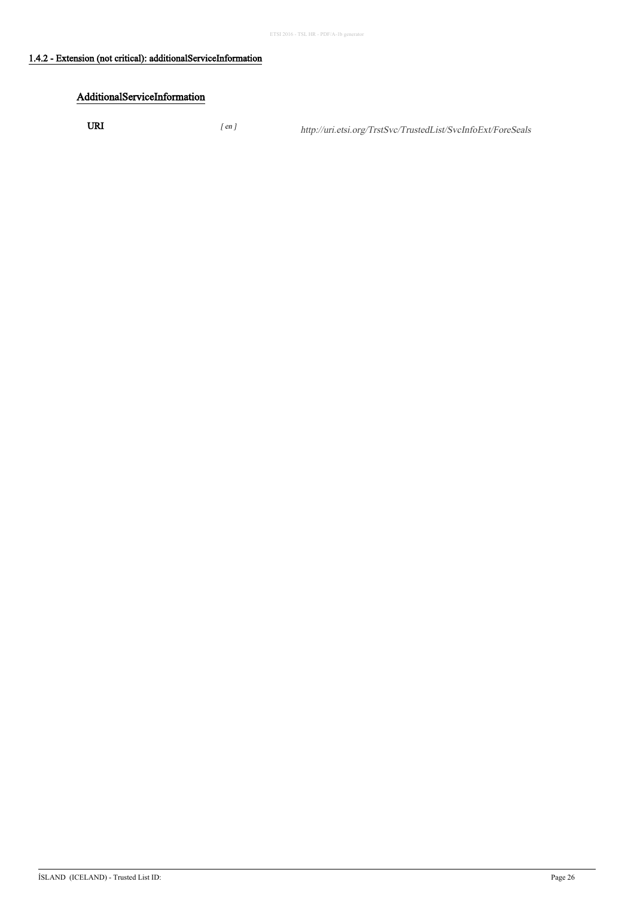### 1.4.2 - Extension (not critical): additionalServiceInformation

#### AdditionalServiceInformation

| | | |
|---|---|---|
| **URI** | *[ en ]* | *http://uri.etsi.org/TrstSvc/TrustedList/SvcInfoExt/ForeSeals* |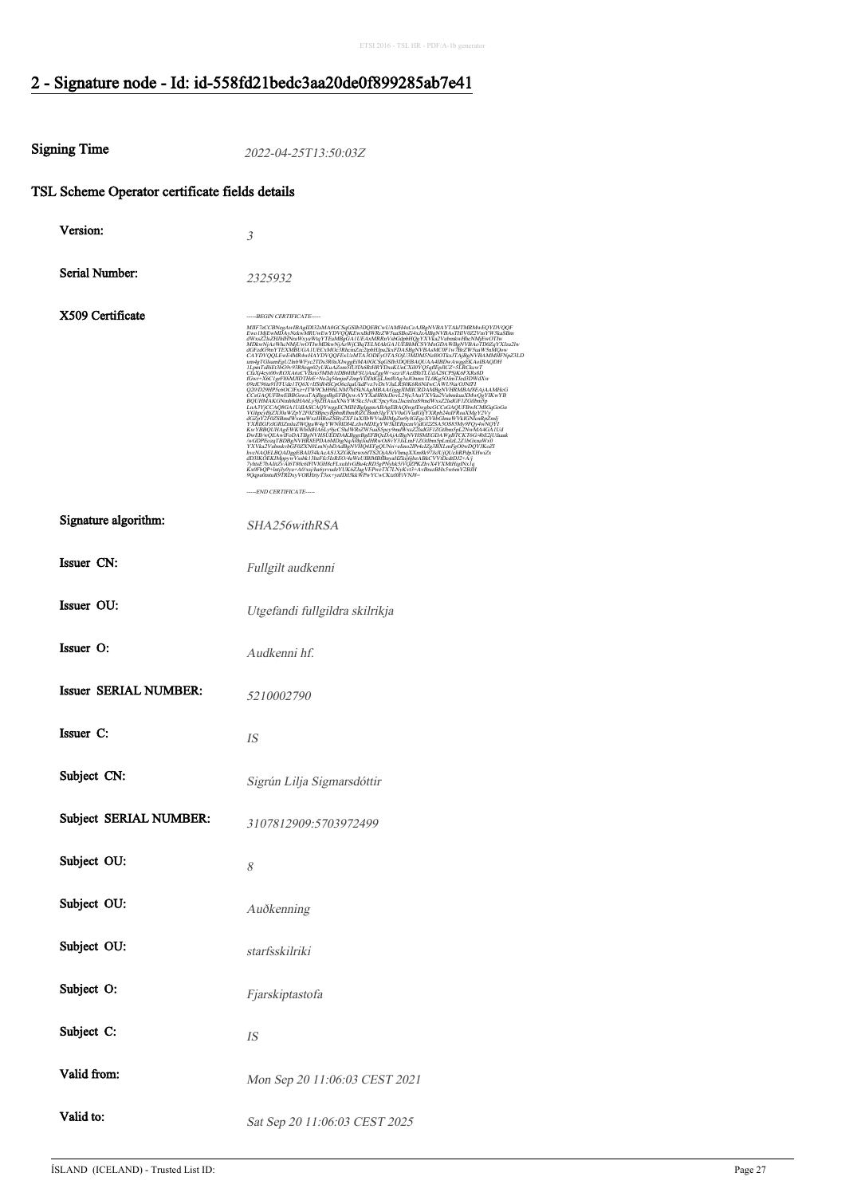# 2 - Signature node - Id: id-558fd21bedc3aa20de0f899285ab7e41

**Signing Time** *2022-04-25T13:50:03Z*

## TSL Scheme Operator certificate fields details

| | |
|---|---|
| **Version:** | *3* |
| **Serial Number:** | *2325932* |
| **X509 Certificate** | -----BEGIN CERTIFICATE----- MIIF7zCCBNegAwIBAgIDI32aMA0GCSqGSIb3DQEBCwUAMH4xCzAJBgNVBAYTAkITMRMwEQYDVQQF Ewo1MjEwMDAyNzkwMRUwEwYDVQQKEwxBdWRrZW5uaSBoZi4xJzAlBgNVBAsTHlV0Z2VmYW5kaSBm dWxsZ2lsZHJhIHNraWxyaWtqYTEaMBgGA1UEAxMRRnVsbGdpbHQgYXVka2VubmkwHhcNMjEwOTIw MDkwNjAzWhcNMjUwOTIwMDkwNjAzWjCBqTELMAkGA1UEBhMCSVMxGDAWBgNVBAoTD0ZqYXJza2lw dGFzdG9mYTEXMBUGA1UECxMOc3RhcmZzc2tpbHJpa2kxFDASBgNVBAsMC0F1w7Bra2VubmluZzEK ... -----END CERTIFICATE----- |
| **Signature algorithm:** | *SHA256withRSA* |
| **Issuer CN:** | *Fullgilt audkenni* |
| **Issuer OU:** | *Utgefandi fullgildra skilrikja* |
| **Issuer O:** | *Audkenni hf.* |
| **Issuer SERIAL NUMBER:** | *5210002790* |
| **Issuer C:** | *IS* |
| **Subject CN:** | *Sigrún Lilja Sigmarsdóttir* |
| **Subject SERIAL NUMBER:** | *3107812909:5703972499* |
| **Subject OU:** | *8* |
| **Subject OU:** | *Auðkenning* |
| **Subject OU:** | *starfsskilriki* |
| **Subject O:** | *Fjarskiptastofa* |
| **Subject C:** | *IS* |
| **Valid from:** | *Mon Sep 20 11:06:03 CEST 2021* |
| **Valid to:** | *Sat Sep 20 11:06:03 CEST 2025* |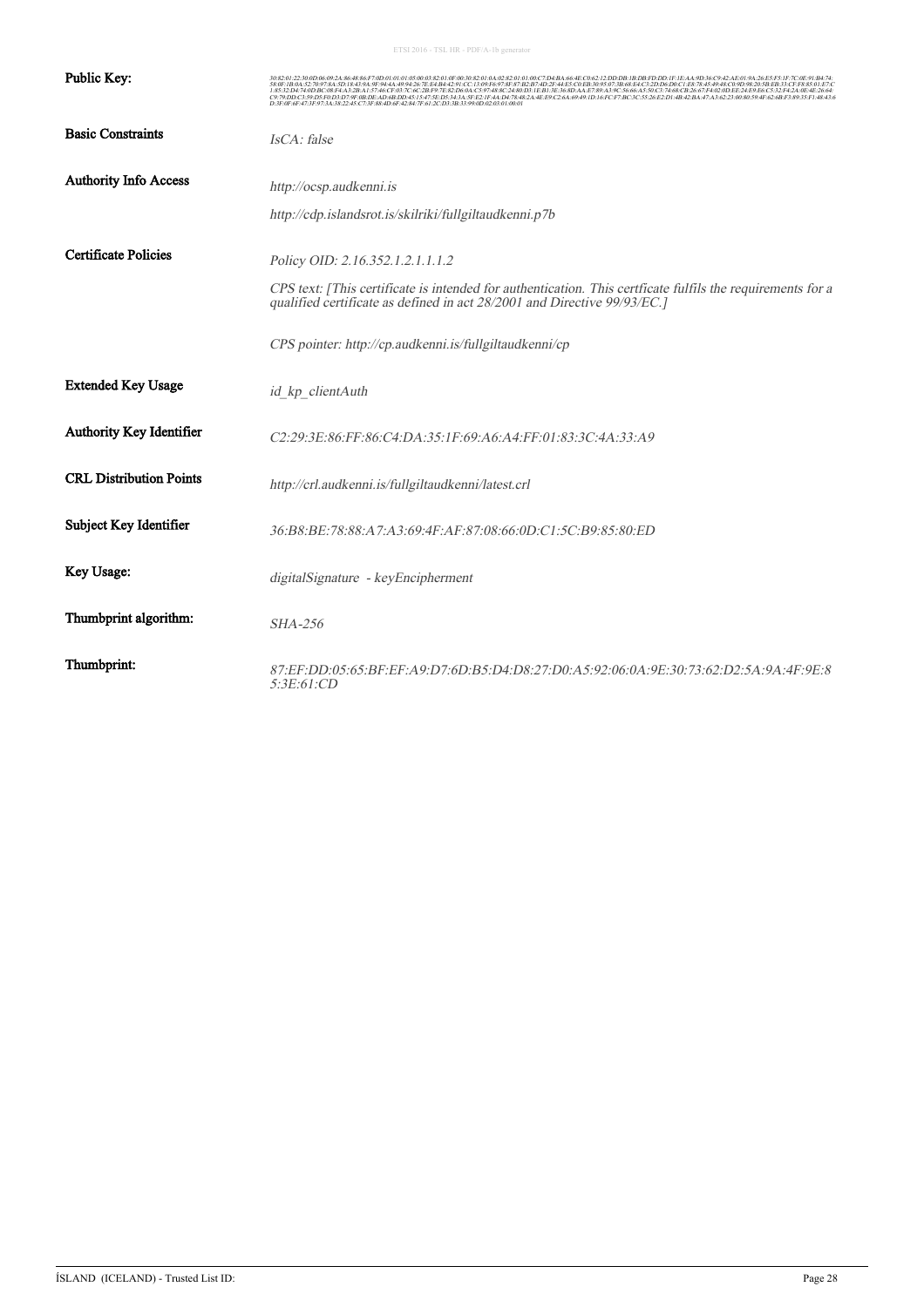| | |
|---|---|
| Public Key: | *30:82:01:22:30:0D:06:09:2A:86:48:86:F7:0D:01:01:01:05:00:03:82:01:0F:00:30:82:01:0A:02:82:01:01:00:C7:D4:BA:66:4E:C0:62:12:DD:DB:1B:DB:FD:DD:1F:1E:AA:9D:36:C9:42:AE:01:9A:26:E5:F5:1F:7C:0E:91:B4:74:58:0F:1B:0A:52:70:97:8A:5D:18:43:9A:9F:94:4A:49:94:26:7E:E4:B4:42:91:CC:13:09:F6:97:8F:87:B2:B7:4D:2F:44:E5:C0:EB:30:95:07:3B:68:E4:C3:2D:D6:D0:C1:E8:78:45:49:48:C0:9D:98:20:5B:EB:33:CF:F8:85:01:E7:C1:85:32:D4:74:0D:BC:08:F4:A3:2B:A1:57:46:CF:03:7C:6C:2B:F9:7E:82:D6:0A:C5:97:48:8C:24:80:D3:1E:B1:3E:36:8D:AA:E7:89:A3:9C:56:66:A5:50:C3:74:68:CB:26:67:F4:02:0D:EE:24:E9:E6:C5:32:F4:2A:0E:4E:26:64:C9:79:DD:C3:59:D5:F0:D3:D7:9F:0B:DE:AD:6B:DD:45:15:47:5E:D5:34:3A:5F:E2:1F:4A:D4:78:48:2A:4E:E9:C2:6A:69:49:1D:16:FC:F7:BC:3C:55:26:E2:D1:4B:42:BA:47:A3:62:23:00:80:59:4F:62:6B:F3:89:35:F1:48:43:6D:3F:0F:6F:47:3F:97:3A:38:22:45:C7:3F:88:4D:6F:42:84:7F:61:2C:D3:3B:33:99:0D:02:03:01:00:01* |
| Basic Constraints | *IsCA: false* |
| Authority Info Access | *http://ocsp.audkenni.is*<br>*http://cdp.islandsrot.is/skilriki/fullgiltaudkenni.p7b* |
| Certificate Policies | *Policy OID: 2.16.352.1.2.1.1.1.2*<br>*CPS text: [This certificate is intended for authentication. This certficate fulfils the requirements for a qualified certificate as defined in act 28/2001 and Directive 99/93/EC.]*<br>*CPS pointer: http://cp.audkenni.is/fullgiltaudkenni/cp* |
| Extended Key Usage | *id_kp_clientAuth* |
| Authority Key Identifier | *C2:29:3E:86:FF:86:C4:DA:35:1F:69:A6:A4:FF:01:83:3C:4A:33:A9* |
| CRL Distribution Points | *http://crl.audkenni.is/fullgiltaudkenni/latest.crl* |
| Subject Key Identifier | *36:B8:BE:78:88:A7:A3:69:4F:AF:87:08:66:0D:C1:5C:B9:85:80:ED* |
| Key Usage: | *digitalSignature - keyEncipherment* |
| Thumbprint algorithm: | *SHA-256* |
| Thumbprint: | *87:EF:DD:05:65:BF:EF:A9:D7:6D:B5:D4:D8:27:D0:A5:92:06:0A:9E:30:73:62:D2:5A:9A:4F:9E:85:3E:61:CD* |